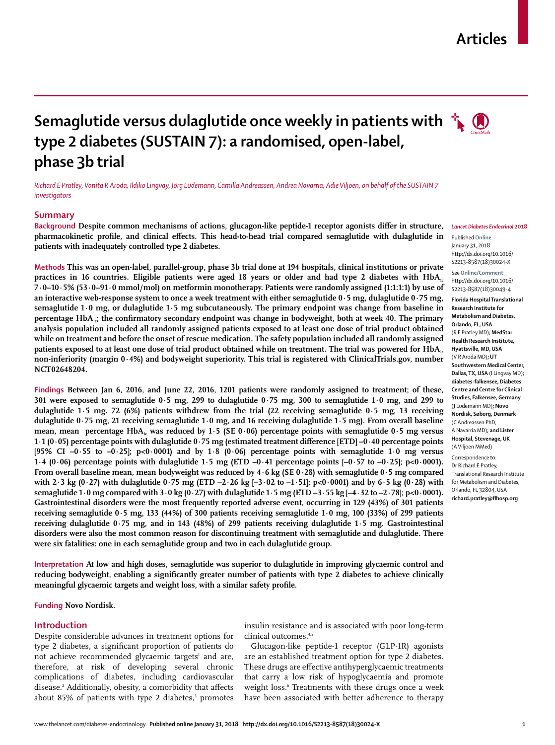# Semaglutide versus dulaglutide once weekly in patients with type 2 diabetes (SUSTAIN 7): a randomised, open-label, phase 3b trial

*Richard E Pratley, Vanita R Aroda, Ildiko Lingvay, Jörg Lüdemann, Camilla Andreassen, Andrea Navarria, Adie Viljoen, on behalf of the SUSTAIN 7 investigators*

## Summary

**Background** Despite common mechanisms of actions, glucagon-like peptide-1 receptor agonists differ in structure, pharmacokinetic profile, and clinical effects. This head-to-head trial compared semaglutide with dulaglutide in patients with inadequately controlled type 2 diabetes.

**Methods** This was an open-label, parallel-group, phase 3b trial done at 194 hospitals, clinical institutions or private practices in 16 countries. Eligible patients were aged 18 years or older and had type 2 diabetes with $HbA_{1c}$ 7·0–10·5% (53·0–91·0 mmol/mol) on metformin monotherapy. Patients were randomly assigned (1:1:1:1) by use of an interactive web-response system to once a week treatment with either semaglutide 0·5 mg, dulaglutide 0·75 mg, semaglutide 1·0 mg, or dulaglutide 1·5 mg subcutaneously. The primary endpoint was change from baseline in percentage $HbA_{1c}$; the confirmatory secondary endpoint was change in bodyweight, both at week 40. The primary analysis population included all randomly assigned patients exposed to at least one dose of trial product obtained while on treatment and before the onset of rescue medication. The safety population included all randomly assigned patients exposed to at least one dose of trial product obtained while on treatment. The trial was powered for $HbA_{1c}$ non-inferiority (margin 0·4%) and bodyweight superiority. This trial is registered with ClinicalTrials.gov, number NCT02648204.

**Findings** Between Jan 6, 2016, and June 22, 2016, 1201 patients were randomly assigned to treatment; of these, 301 were exposed to semaglutide 0·5 mg, 299 to dulaglutide 0·75 mg, 300 to semaglutide 1·0 mg, and 299 to dulaglutide 1·5 mg. 72 (6%) patients withdrew from the trial (22 receiving semaglutide 0·5 mg, 13 receiving dulaglutide 0·75 mg, 21 receiving semaglutide 1·0 mg, and 16 receiving dulaglutide 1·5 mg). From overall baseline mean, mean percentage $HbA_{1c}$ was reduced by 1·5 (SE 0·06) percentage points with semaglutide 0·5 mg versus 1·1 (0·05) percentage points with dulaglutide 0·75 mg (estimated treatment difference [ETD] –0·40 percentage points [95% CI –0·55 to –0·25]; p<0·0001) and by 1·8 (0·06) percentage points with semaglutide 1·0 mg versus 1·4 (0·06) percentage points with dulaglutide 1·5 mg (ETD –0·41 percentage points [–0·57 to –0·25]; p<0·0001). From overall baseline mean, mean bodyweight was reduced by 4·6 kg (SE 0·28) with semaglutide 0·5 mg compared with 2·3 kg (0·27) with dulaglutide 0·75 mg (ETD –2·26 kg [–3·02 to –1·51]; p<0·0001) and by 6·5 kg (0·28) with semaglutide 1·0 mg compared with 3·0 kg (0·27) with dulaglutide 1·5 mg (ETD –3·55 kg [–4·32 to –2·78]; p<0·0001). Gastrointestinal disorders were the most frequently reported adverse event, occurring in 129 (43%) of 301 patients receiving semaglutide 0·5 mg, 133 (44%) of 300 patients receiving semaglutide 1·0 mg, 100 (33%) of 299 patients receiving dulaglutide 0·75 mg, and in 143 (48%) of 299 patients receiving dulaglutide 1·5 mg. Gastrointestinal disorders were also the most common reason for discontinuing treatment with semaglutide and dulaglutide. There were six fatalities: one in each semaglutide group and two in each dulaglutide group.

**Interpretation** At low and high doses, semaglutide was superior to dulaglutide in improving glycaemic control and reducing bodyweight, enabling a significantly greater number of patients with type 2 diabetes to achieve clinically meaningful glycaemic targets and weight loss, with a similar safety profile.

**Funding** Novo Nordisk.

*Lancet Diabetes Endocrinol* 2018

Published Online January 31, 2018 http://dx.doi.org/10.1016/S2213-8587(18)30024-X

See Online/Comment http://dx.doi.org/10.1016/S2213-8587(18)30049-4

**Florida Hospital Translational Research Institute for Metabolism and Diabetes, Orlando, FL, USA** (R E Pratley MD); **MedStar Health Research Institute, Hyattsville, MD, USA** (V R Aroda MD); **UT Southwestern Medical Center, Dallas, TX, USA** (I Lingvay MD); **diabetes-falkensee, Diabetes Centre and Centre for Clinical Studies, Falkensee, Germany** (J Lüdemann MD); **Novo Nordisk, Søborg, Denmark** (C Andreassen PhD, A Navarria MD); **and Lister Hospital, Stevenage, UK** (A Viljoen MMed)

Correspondence to: Dr Richard E Pratley, Translational Research Institute for Metabolism and Diabetes, Orlando, FL 32804, USA **richard.pratley@flhosp.org**

## Introduction

Despite considerable advances in treatment options for type 2 diabetes, a significant proportion of patients do not achieve recommended glycaemic targets[1] and are, therefore, at risk of developing several chronic complications of diabetes, including cardiovascular disease.[2] Additionally, obesity, a comorbidity that affects about 85% of patients with type 2 diabetes,[3] promotes insulin resistance and is associated with poor long-term clinical outcomes.[4,5]

Glucagon-like peptide-1 receptor (GLP-1R) agonists are an established treatment option for type 2 diabetes. These drugs are effective antihyperglycaemic treatments that carry a low risk of hypoglycaemia and promote weight loss.[6] Treatments with these drugs once a week have been associated with better adherence to therapy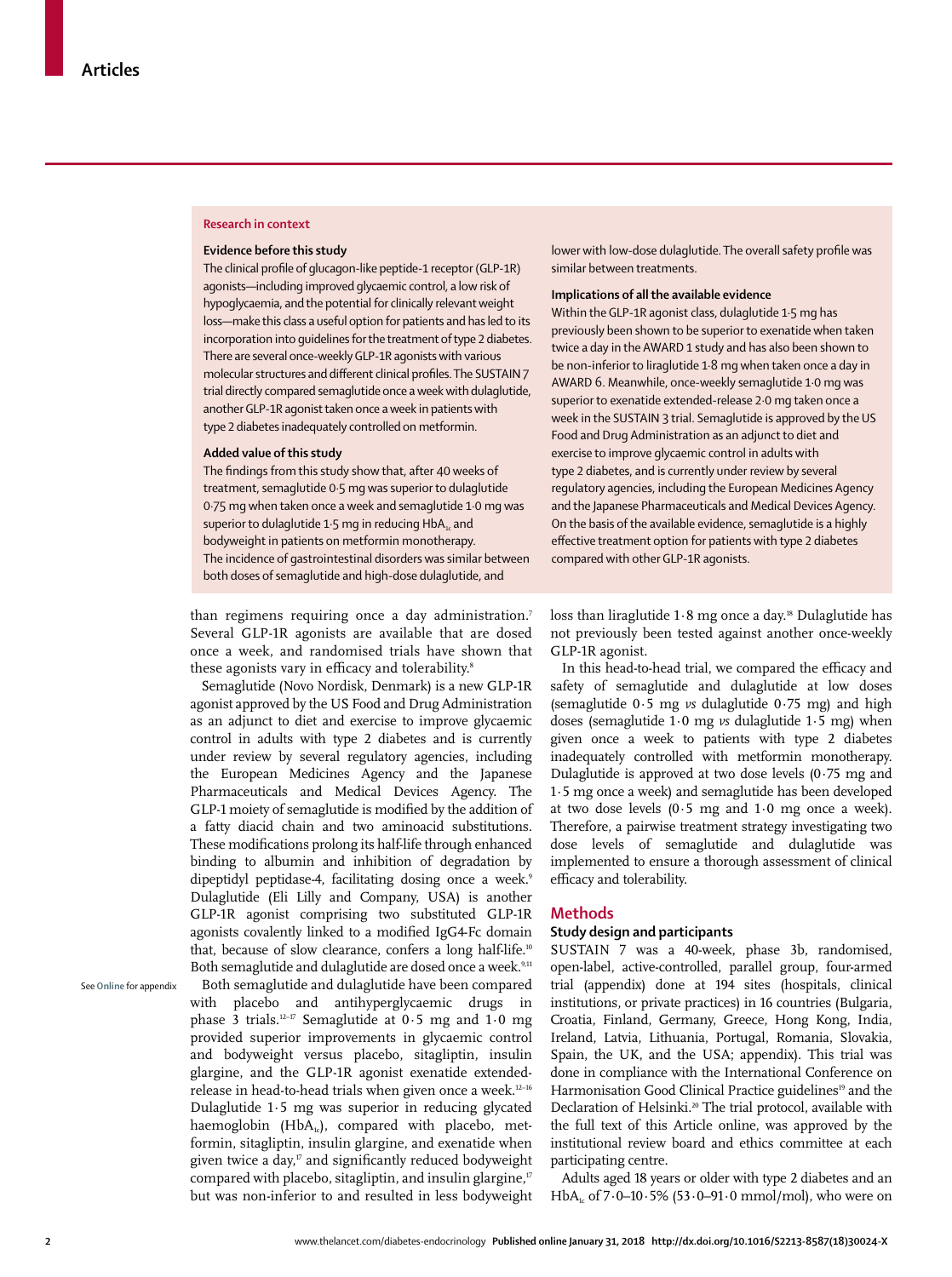## Research in context

### Evidence before this study

The clinical profile of glucagon-like peptide-1 receptor (GLP-1R) agonists—including improved glycaemic control, a low risk of hypoglycaemia, and the potential for clinically relevant weight loss—make this class a useful option for patients and has led to its incorporation into guidelines for the treatment of type 2 diabetes. There are several once-weekly GLP-1R agonists with various molecular structures and different clinical profiles. The SUSTAIN 7 trial directly compared semaglutide once a week with dulaglutide, another GLP-1R agonist taken once a week in patients with type 2 diabetes inadequately controlled on metformin.

### Added value of this study

The findings from this study show that, after 40 weeks of treatment, semaglutide 0·5 mg was superior to dulaglutide 0·75 mg when taken once a week and semaglutide 1·0 mg was superior to dulaglutide 1·5 mg in reducing $HbA_{1c}$ and bodyweight in patients on metformin monotherapy. The incidence of gastrointestinal disorders was similar between both doses of semaglutide and high-dose dulaglutide, and lower with low-dose dulaglutide. The overall safety profile was similar between treatments.

### Implications of all the available evidence

Within the GLP-1R agonist class, dulaglutide 1·5 mg has previously been shown to be superior to exenatide when taken twice a day in the AWARD 1 study and has also been shown to be non-inferior to liraglutide 1·8 mg when taken once a day in AWARD 6. Meanwhile, once-weekly semaglutide 1·0 mg was superior to exenatide extended-release 2·0 mg taken once a week in the SUSTAIN 3 trial. Semaglutide is approved by the US Food and Drug Administration as an adjunct to diet and exercise to improve glycaemic control in adults with type 2 diabetes, and is currently under review by several regulatory agencies, including the European Medicines Agency and the Japanese Pharmaceuticals and Medical Devices Agency. On the basis of the available evidence, semaglutide is a highly effective treatment option for patients with type 2 diabetes compared with other GLP-1R agonists.

than regimens requiring once a day administration.[7] Several GLP-1R agonists are available that are dosed once a week, and randomised trials have shown that these agonists vary in efficacy and tolerability.[8]

Semaglutide (Novo Nordisk, Denmark) is a new GLP-1R agonist approved by the US Food and Drug Administration as an adjunct to diet and exercise to improve glycaemic control in adults with type 2 diabetes and is currently under review by several regulatory agencies, including the European Medicines Agency and the Japanese Pharmaceuticals and Medical Devices Agency. The GLP-1 moiety of semaglutide is modified by the addition of a fatty diacid chain and two aminoacid substitutions. These modifications prolong its half-life through enhanced binding to albumin and inhibition of degradation by dipeptidyl peptidase-4, facilitating dosing once a week.[9] Dulaglutide (Eli Lilly and Company, USA) is another GLP-1R agonist comprising two substituted GLP-1R agonists covalently linked to a modified IgG4-Fc domain that, because of slow clearance, confers a long half-life.[10] Both semaglutide and dulaglutide are dosed once a week.[9,11]

See Online for appendix

Both semaglutide and dulaglutide have been compared with placebo and antihyperglycaemic drugs in phase 3 trials.[12–17] Semaglutide at 0·5 mg and 1·0 mg provided superior improvements in glycaemic control and bodyweight versus placebo, sitagliptin, insulin glargine, and the GLP-1R agonist exenatide extended-release in head-to-head trials when given once a week.[12–16] Dulaglutide 1·5 mg was superior in reducing glycated haemoglobin ($HbA_{1c}$), compared with placebo, metformin, sitagliptin, insulin glargine, and exenatide when given twice a day,[17] and significantly reduced bodyweight compared with placebo, sitagliptin, and insulin glargine,[17] but was non-inferior to and resulted in less bodyweight loss than liraglutide 1·8 mg once a day.[18] Dulaglutide has not previously been tested against another once-weekly GLP-1R agonist.

In this head-to-head trial, we compared the efficacy and safety of semaglutide and dulaglutide at low doses (semaglutide 0·5 mg *vs* dulaglutide 0·75 mg) and high doses (semaglutide 1·0 mg *vs* dulaglutide 1·5 mg) when given once a week to patients with type 2 diabetes inadequately controlled with metformin monotherapy. Dulaglutide is approved at two dose levels (0·75 mg and 1·5 mg once a week) and semaglutide has been developed at two dose levels (0·5 mg and 1·0 mg once a week). Therefore, a pairwise treatment strategy investigating two dose levels of semaglutide and dulaglutide was implemented to ensure a thorough assessment of clinical efficacy and tolerability.

## Methods

### Study design and participants

SUSTAIN 7 was a 40-week, phase 3b, randomised, open-label, active-controlled, parallel group, four-armed trial (appendix) done at 194 sites (hospitals, clinical institutions, or private practices) in 16 countries (Bulgaria, Croatia, Finland, Germany, Greece, Hong Kong, India, Ireland, Latvia, Lithuania, Portugal, Romania, Slovakia, Spain, the UK, and the USA; appendix). This trial was done in compliance with the International Conference on Harmonisation Good Clinical Practice guidelines[19] and the Declaration of Helsinki.[20] The trial protocol, available with the full text of this Article online, was approved by the institutional review board and ethics committee at each participating centre.

Adults aged 18 years or older with type 2 diabetes and an $HbA_{1c}$ of 7·0–10·5% (53·0–91·0 mmol/mol), who were on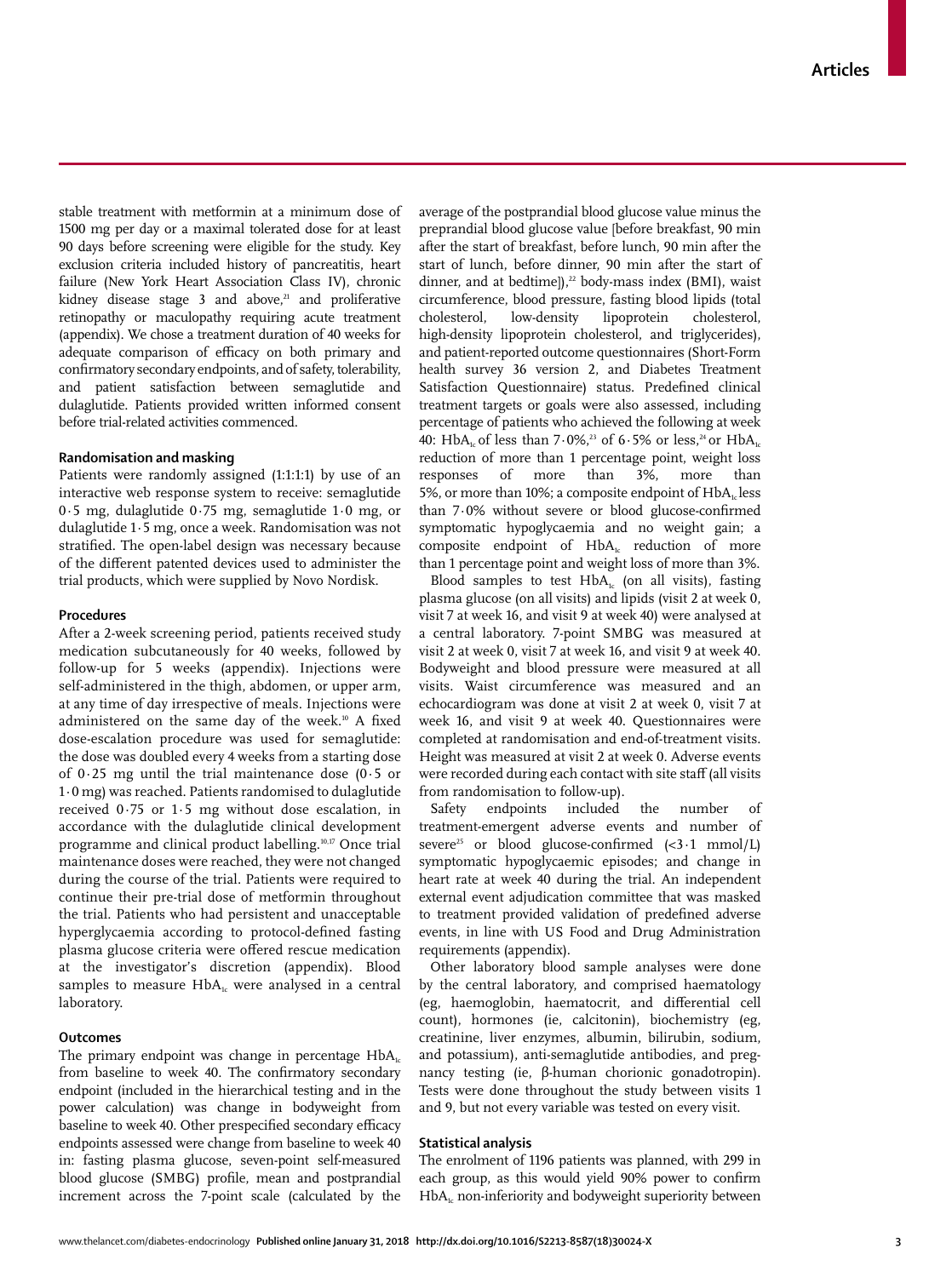stable treatment with metformin at a minimum dose of 1500 mg per day or a maximal tolerated dose for at least 90 days before screening were eligible for the study. Key exclusion criteria included history of pancreatitis, heart failure (New York Heart Association Class IV), chronic kidney disease stage 3 and above,[21] and proliferative retinopathy or maculopathy requiring acute treatment (appendix). We chose a treatment duration of 40 weeks for adequate comparison of efficacy on both primary and confirmatory secondary endpoints, and of safety, tolerability, and patient satisfaction between semaglutide and dulaglutide. Patients provided written informed consent before trial-related activities commenced.

### Randomisation and masking

Patients were randomly assigned (1:1:1:1) by use of an interactive web response system to receive: semaglutide 0·5 mg, dulaglutide 0·75 mg, semaglutide 1·0 mg, or dulaglutide 1·5 mg, once a week. Randomisation was not stratified. The open-label design was necessary because of the different patented devices used to administer the trial products, which were supplied by Novo Nordisk.

### Procedures

After a 2-week screening period, patients received study medication subcutaneously for 40 weeks, followed by follow-up for 5 weeks (appendix). Injections were self-administered in the thigh, abdomen, or upper arm, at any time of day irrespective of meals. Injections were administered on the same day of the week.[10] A fixed dose-escalation procedure was used for semaglutide: the dose was doubled every 4 weeks from a starting dose of 0·25 mg until the trial maintenance dose (0·5 or 1·0 mg) was reached. Patients randomised to dulaglutide received 0·75 or 1·5 mg without dose escalation, in accordance with the dulaglutide clinical development programme and clinical product labelling.[10,17] Once trial maintenance doses were reached, they were not changed during the course of the trial. Patients were required to continue their pre-trial dose of metformin throughout the trial. Patients who had persistent and unacceptable hyperglycaemia according to protocol-defined fasting plasma glucose criteria were offered rescue medication at the investigator's discretion (appendix). Blood samples to measure $HbA_{1c}$ were analysed in a central laboratory.

### Outcomes

The primary endpoint was change in percentage $HbA_{1c}$ from baseline to week 40. The confirmatory secondary endpoint (included in the hierarchical testing and in the power calculation) was change in bodyweight from baseline to week 40. Other prespecified secondary efficacy endpoints assessed were change from baseline to week 40 in: fasting plasma glucose, seven-point self-measured blood glucose (SMBG) profile, mean and postprandial increment across the 7-point scale (calculated by the average of the postprandial blood glucose value minus the preprandial blood glucose value [before breakfast, 90 min after the start of breakfast, before lunch, 90 min after the start of lunch, before dinner, 90 min after the start of dinner, and at bedtime]),[22] body-mass index (BMI), waist circumference, blood pressure, fasting blood lipids (total cholesterol, low-density lipoprotein cholesterol, high-density lipoprotein cholesterol, and triglycerides), and patient-reported outcome questionnaires (Short-Form health survey 36 version 2, and Diabetes Treatment Satisfaction Questionnaire) status. Predefined clinical treatment targets or goals were also assessed, including percentage of patients who achieved the following at week 40: $HbA_{1c}$ of less than 7·0%,[23] of 6·5% or less,[24] or $HbA_{1c}$ reduction of more than 1 percentage point, weight loss responses of more than 3%, more than 5%, or more than 10%; a composite endpoint of $HbA_{1c}$ less than 7·0% without severe or blood glucose-confirmed symptomatic hypoglycaemia and no weight gain; a composite endpoint of $HbA_{1c}$ reduction of more than 1 percentage point and weight loss of more than 3%.

Blood samples to test $HbA_{1c}$ (on all visits), fasting plasma glucose (on all visits) and lipids (visit 2 at week 0, visit 7 at week 16, and visit 9 at week 40) were analysed at a central laboratory. 7-point SMBG was measured at visit 2 at week 0, visit 7 at week 16, and visit 9 at week 40. Bodyweight and blood pressure were measured at all visits. Waist circumference was measured and an echocardiogram was done at visit 2 at week 0, visit 7 at week 16, and visit 9 at week 40. Questionnaires were completed at randomisation and end-of-treatment visits. Height was measured at visit 2 at week 0. Adverse events were recorded during each contact with site staff (all visits from randomisation to follow-up).

Safety endpoints included the number of treatment-emergent adverse events and number of severe[25] or blood glucose-confirmed (<3·1 mmol/L) symptomatic hypoglycaemic episodes; and change in heart rate at week 40 during the trial. An independent external event adjudication committee that was masked to treatment provided validation of predefined adverse events, in line with US Food and Drug Administration requirements (appendix).

Other laboratory blood sample analyses were done by the central laboratory, and comprised haematology (eg, haemoglobin, haematocrit, and differential cell count), hormones (ie, calcitonin), biochemistry (eg, creatinine, liver enzymes, albumin, bilirubin, sodium, and potassium), anti-semaglutide antibodies, and pregnancy testing (ie, β-human chorionic gonadotropin). Tests were done throughout the study between visits 1 and 9, but not every variable was tested on every visit.

### Statistical analysis

The enrolment of 1196 patients was planned, with 299 in each group, as this would yield 90% power to confirm $HbA_{1c}$ non-inferiority and bodyweight superiority between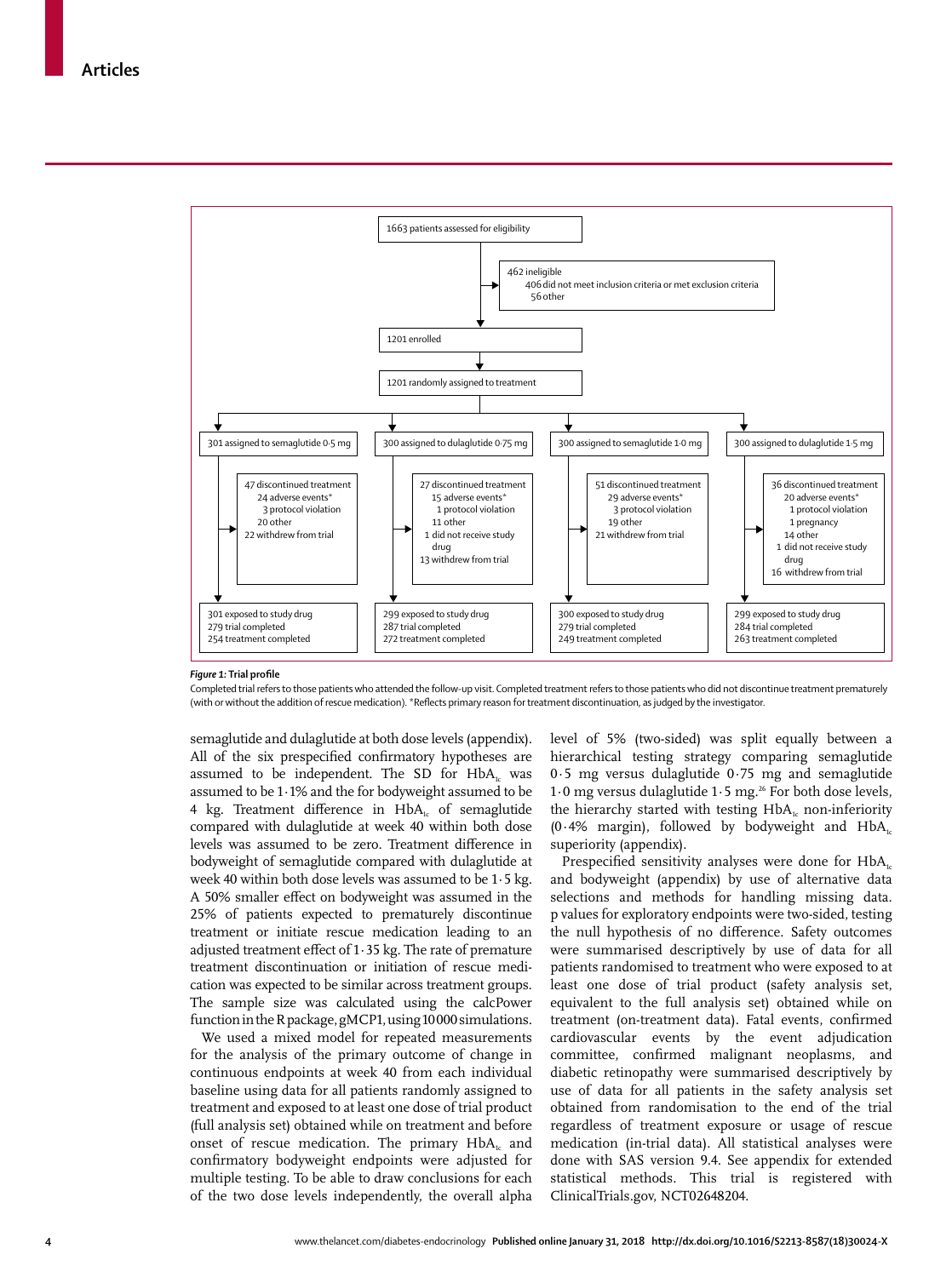1663 patients assessed for eligibility

462 ineligible
- 406 did not meet inclusion criteria or met exclusion criteria
- 56 other

1201 enrolled

1201 randomly assigned to treatment

| 301 assigned to semaglutide 0·5 mg | 300 assigned to dulaglutide 0·75 mg | 300 assigned to semaglutide 1·0 mg | 300 assigned to dulaglutide 1·5 mg |
|---|---|---|---|
| 47 discontinued treatment: 24 adverse events*, 3 protocol violation, 20 other; 22 withdrew from trial | 27 discontinued treatment: 15 adverse events*, 1 protocol violation, 11 other; 1 did not receive study drug; 13 withdrew from trial | 51 discontinued treatment: 29 adverse events*, 3 protocol violation, 19 other; 21 withdrew from trial | 36 discontinued treatment: 20 adverse events*, 1 protocol violation, 1 pregnancy, 14 other; 1 did not receive study drug; 16 withdrew from trial |
| 301 exposed to study drug; 279 trial completed; 254 treatment completed | 299 exposed to study drug; 287 trial completed; 272 treatment completed | 300 exposed to study drug; 279 trial completed; 249 treatment completed | 299 exposed to study drug; 284 trial completed; 263 treatment completed |

***Figure 1:* Trial profile**

Completed trial refers to those patients who attended the follow-up visit. Completed treatment refers to those patients who did not discontinue treatment prematurely (with or without the addition of rescue medication). *Reflects primary reason for treatment discontinuation, as judged by the investigator.

semaglutide and dulaglutide at both dose levels (appendix). All of the six prespecified confirmatory hypotheses are assumed to be independent. The SD for $HbA_{1c}$ was assumed to be 1·1% and the for bodyweight assumed to be 4 kg. Treatment difference in $HbA_{1c}$ of semaglutide compared with dulaglutide at week 40 within both dose levels was assumed to be zero. Treatment difference in bodyweight of semaglutide compared with dulaglutide at week 40 within both dose levels was assumed to be 1·5 kg. A 50% smaller effect on bodyweight was assumed in the 25% of patients expected to prematurely discontinue treatment or initiate rescue medication leading to an adjusted treatment effect of 1·35 kg. The rate of premature treatment discontinuation or initiation of rescue medication was expected to be similar across treatment groups. The sample size was calculated using the calcPower function in the R package, gMCP1, using 10 000 simulations.

We used a mixed model for repeated measurements for the analysis of the primary outcome of change in continuous endpoints at week 40 from each individual baseline using data for all patients randomly assigned to treatment and exposed to at least one dose of trial product (full analysis set) obtained while on treatment and before onset of rescue medication. The primary $HbA_{1c}$ and confirmatory bodyweight endpoints were adjusted for multiple testing. To be able to draw conclusions for each of the two dose levels independently, the overall alpha level of 5% (two-sided) was split equally between a hierarchical testing strategy comparing semaglutide 0·5 mg versus dulaglutide 0·75 mg and semaglutide 1·0 mg versus dulaglutide 1·5 mg.[26] For both dose levels, the hierarchy started with testing $HbA_{1c}$ non-inferiority (0·4% margin), followed by bodyweight and $HbA_{1c}$ superiority (appendix).

Prespecified sensitivity analyses were done for $HbA_{1c}$ and bodyweight (appendix) by use of alternative data selections and methods for handling missing data. p values for exploratory endpoints were two-sided, testing the null hypothesis of no difference. Safety outcomes were summarised descriptively by use of data for all patients randomised to treatment who were exposed to at least one dose of trial product (safety analysis set, equivalent to the full analysis set) obtained while on treatment (on-treatment data). Fatal events, confirmed cardiovascular events by the event adjudication committee, confirmed malignant neoplasms, and diabetic retinopathy were summarised descriptively by use of data for all patients in the safety analysis set obtained from randomisation to the end of the trial regardless of treatment exposure or usage of rescue medication (in-trial data). All statistical analyses were done with SAS version 9.4. See appendix for extended statistical methods. This trial is registered with ClinicalTrials.gov, NCT02648204.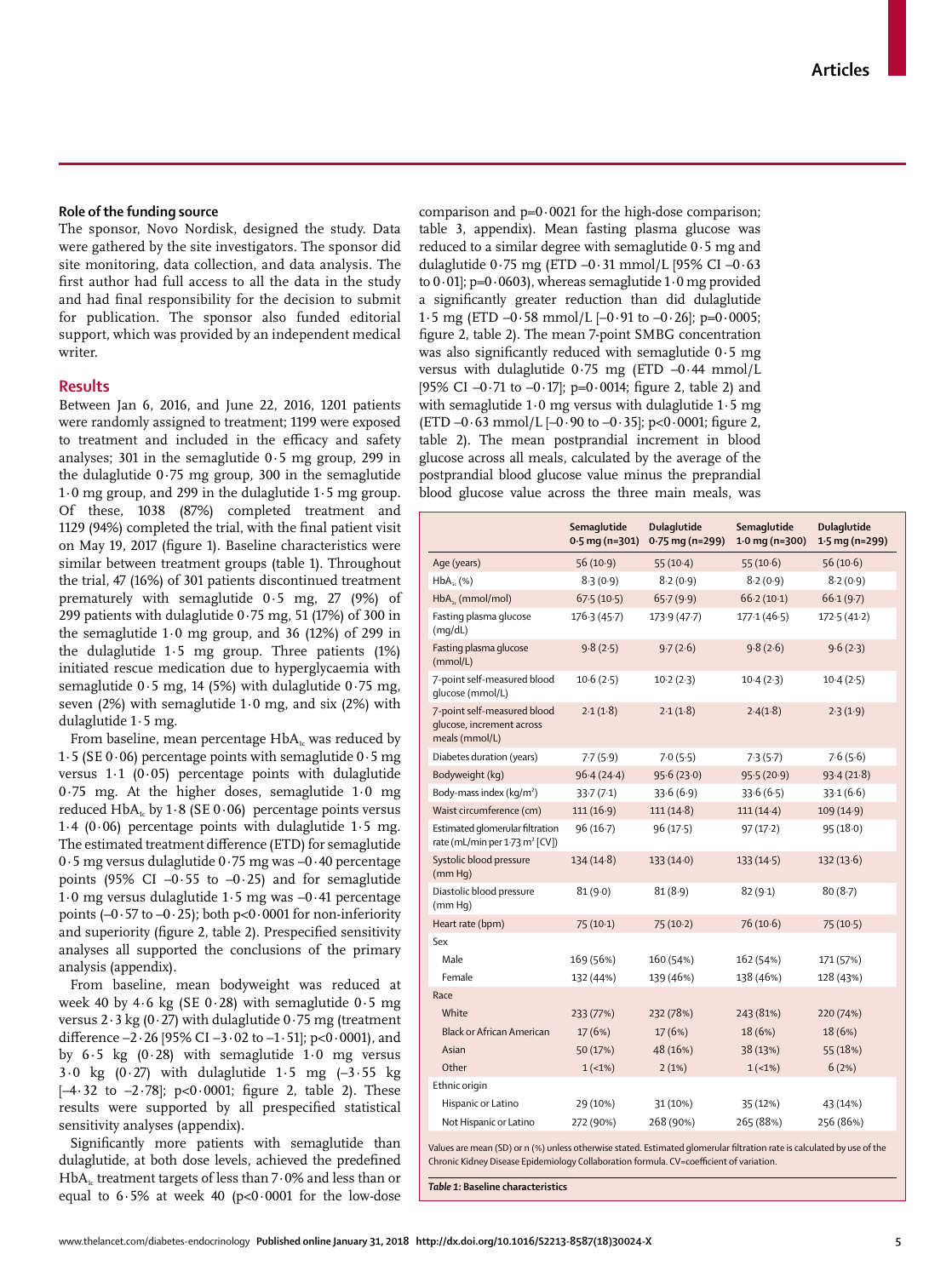### Role of the funding source

The sponsor, Novo Nordisk, designed the study. Data were gathered by the site investigators. The sponsor did site monitoring, data collection, and data analysis. The first author had full access to all the data in the study and had final responsibility for the decision to submit for publication. The sponsor also funded editorial support, which was provided by an independent medical writer.

## Results

Between Jan 6, 2016, and June 22, 2016, 1201 patients were randomly assigned to treatment; 1199 were exposed to treatment and included in the efficacy and safety analyses; 301 in the semaglutide 0·5 mg group, 299 in the dulaglutide 0·75 mg group, 300 in the semaglutide 1·0 mg group, and 299 in the dulaglutide 1·5 mg group. Of these, 1038 (87%) completed treatment and 1129 (94%) completed the trial, with the final patient visit on May 19, 2017 (figure 1). Baseline characteristics were similar between treatment groups (table 1). Throughout the trial, 47 (16%) of 301 patients discontinued treatment prematurely with semaglutide 0·5 mg, 27 (9%) of 299 patients with dulaglutide 0·75 mg, 51 (17%) of 300 in the semaglutide 1·0 mg group, and 36 (12%) of 299 in the dulaglutide 1·5 mg group. Three patients (1%) initiated rescue medication due to hyperglycaemia with semaglutide 0·5 mg, 14 (5%) with dulaglutide 0·75 mg, seven (2%) with semaglutide 1·0 mg, and six (2%) with dulaglutide 1·5 mg.

From baseline, mean percentage $HbA_{1c}$ was reduced by 1·5 (SE 0·06) percentage points with semaglutide 0·5 mg versus 1·1 (0·05) percentage points with dulaglutide 0·75 mg. At the higher doses, semaglutide 1·0 mg reduced $HbA_{1c}$ by 1·8 (SE 0·06) percentage points versus 1·4 (0·06) percentage points with dulaglutide 1·5 mg. The estimated treatment difference (ETD) for semaglutide 0·5 mg versus dulaglutide 0·75 mg was –0·40 percentage points (95% CI –0·55 to –0·25) and for semaglutide 1·0 mg versus dulaglutide 1·5 mg was –0·41 percentage points (–0·57 to –0·25); both p<0·0001 for non-inferiority and superiority (figure 2, table 2). Prespecified sensitivity analyses all supported the conclusions of the primary analysis (appendix).

From baseline, mean bodyweight was reduced at week 40 by 4·6 kg (SE 0·28) with semaglutide 0·5 mg versus 2·3 kg (0·27) with dulaglutide 0·75 mg (treatment difference –2·26 [95% CI –3·02 to –1·51]; p<0·0001), and by 6·5 kg (0·28) with semaglutide 1·0 mg versus 3·0 kg (0·27) with dulaglutide 1·5 mg (–3·55 kg [–4·32 to –2·78]; p<0·0001; figure 2, table 2). These results were supported by all prespecified statistical sensitivity analyses (appendix).

Significantly more patients with semaglutide than dulaglutide, at both dose levels, achieved the predefined $HbA_{1c}$ treatment targets of less than 7·0% and less than or equal to 6·5% at week 40 (p<0·0001 for the low-dose comparison and p=0·0021 for the high-dose comparison; table 3, appendix). Mean fasting plasma glucose was reduced to a similar degree with semaglutide 0·5 mg and dulaglutide 0·75 mg (ETD –0·31 mmol/L [95% CI –0·63 to 0·01]; p=0·0603), whereas semaglutide 1·0 mg provided a significantly greater reduction than did dulaglutide 1·5 mg (ETD –0·58 mmol/L [–0·91 to –0·26]; p=0·0005; figure 2, table 2). The mean 7-point SMBG concentration was also significantly reduced with semaglutide 0·5 mg versus with dulaglutide 0·75 mg (ETD –0·44 mmol/L [95% CI –0·71 to –0·17]; p=0·0014; figure 2, table 2) and with semaglutide 1·0 mg versus with dulaglutide 1·5 mg (ETD –0·63 mmol/L [–0·90 to –0·35]; p<0·0001; figure 2, table 2). The mean postprandial increment in blood glucose across all meals, calculated by the average of the postprandial blood glucose value minus the preprandial blood glucose value across the three main meals, was

| | Semaglutide 0·5 mg (n=301) | Dulaglutide 0·75 mg (n=299) | Semaglutide 1·0 mg (n=300) | Dulaglutide 1·5 mg (n=299) |
|---|---|---|---|---|
| Age (years) | 56 (10·9) | 55 (10·4) | 55 (10·6) | 56 (10·6) |
| $HbA_{1c}$ (%) | 8·3 (0·9) | 8·2 (0·9) | 8·2 (0·9) | 8·2 (0·9) |
| $HbA_{1c}$ (mmol/mol) | 67·5 (10·5) | 65·7 (9·9) | 66·2 (10·1) | 66·1 (9·7) |
| Fasting plasma glucose (mg/dL) | 176·3 (45·7) | 173·9 (47·7) | 177·1 (46·5) | 172·5 (41·2) |
| Fasting plasma glucose (mmol/L) | 9·8 (2·5) | 9·7 (2·6) | 9·8 (2·6) | 9·6 (2·3) |
| 7-point self-measured blood glucose (mmol/L) | 10·6 (2·5) | 10·2 (2·3) | 10·4 (2·3) | 10·4 (2·5) |
| 7-point self-measured blood glucose, increment across meals (mmol/L) | 2·1 (1·8) | 2·1 (1·8) | 2·4(1·8) | 2·3 (1·9) |
| Diabetes duration (years) | 7·7 (5·9) | 7·0 (5·5) | 7·3 (5·7) | 7·6 (5·6) |
| Bodyweight (kg) | 96·4 (24·4) | 95·6 (23·0) | 95·5 (20·9) | 93·4 (21·8) |
| Body-mass index (kg/m²) | 33·7 (7·1) | 33·6 (6·9) | 33·6 (6·5) | 33·1 (6·6) |
| Waist circumference (cm) | 111 (16·9) | 111 (14·8) | 111 (14·4) | 109 (14·9) |
| Estimated glomerular filtration rate (mL/min per 1·73 m² [CV]) | 96 (16·7) | 96 (17·5) | 97 (17·2) | 95 (18·0) |
| Systolic blood pressure (mm Hg) | 134 (14·8) | 133 (14·0) | 133 (14·5) | 132 (13·6) |
| Diastolic blood pressure (mm Hg) | 81 (9·0) | 81 (8·9) | 82 (9·1) | 80 (8·7) |
| Heart rate (bpm) | 75 (10·1) | 75 (10·2) | 76 (10·6) | 75 (10·5) |
| Sex | | | | |
| Male | 169 (56%) | 160 (54%) | 162 (54%) | 171 (57%) |
| Female | 132 (44%) | 139 (46%) | 138 (46%) | 128 (43%) |
| Race | | | | |
| White | 233 (77%) | 232 (78%) | 243 (81%) | 220 (74%) |
| Black or African American | 17 (6%) | 17 (6%) | 18 (6%) | 18 (6%) |
| Asian | 50 (17%) | 48 (16%) | 38 (13%) | 55 (18%) |
| Other | 1 (<1%) | 2 (1%) | 1 (<1%) | 6 (2%) |
| Ethnic origin | | | | |
| Hispanic or Latino | 29 (10%) | 31 (10%) | 35 (12%) | 43 (14%) |
| Not Hispanic or Latino | 272 (90%) | 268 (90%) | 265 (88%) | 256 (86%) |

Values are mean (SD) or n (%) unless otherwise stated. Estimated glomerular filtration rate is calculated by use of the Chronic Kidney Disease Epidemiology Collaboration formula. CV=coefficient of variation.

*Table 1:* **Baseline characteristics**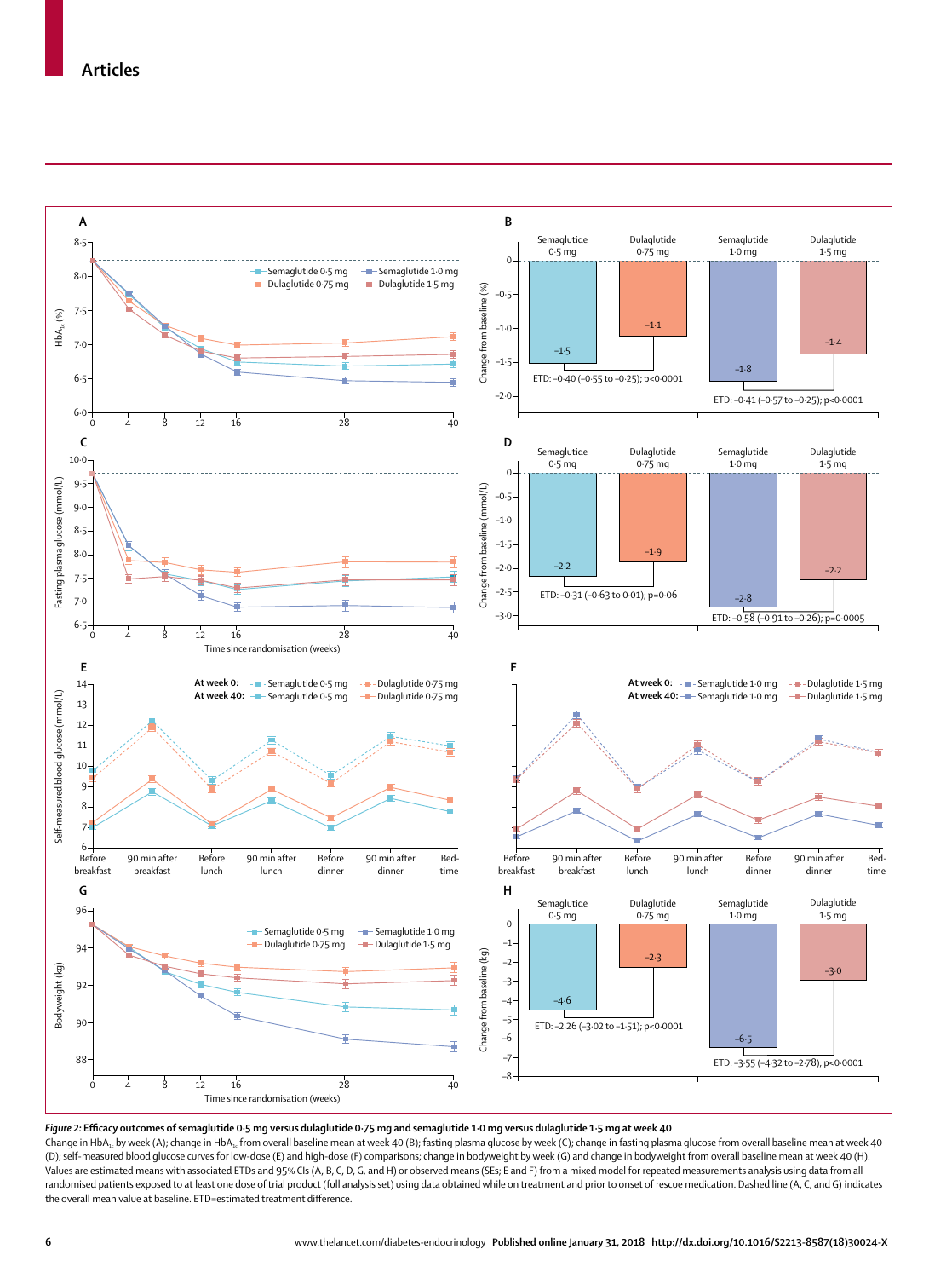*Figure 2:* **Efficacy outcomes of semaglutide 0·5 mg versus dulaglutide 0·75 mg and semaglutide 1·0 mg versus dulaglutide 1·5 mg at week 40**

Change in $HbA_{1c}$ by week (A); change in $HbA_{1c}$ from overall baseline mean at week 40 (B); fasting plasma glucose by week (C); change in fasting plasma glucose from overall baseline mean at week 40 (D); self-measured blood glucose curves for low-dose (E) and high-dose (F) comparisons; change in bodyweight by week (G) and change in bodyweight from overall baseline mean at week 40 (H). Values are estimated means with associated ETDs and 95% CIs (A, B, C, D, G, and H) or observed means (SEs; E and F) from a mixed model for repeated measurements analysis using data from all randomised patients exposed to at least one dose of trial product (full analysis set) using data obtained while on treatment and prior to onset of rescue medication. Dashed line (A, C, and G) indicates the overall mean value at baseline. ETD=estimated treatment difference.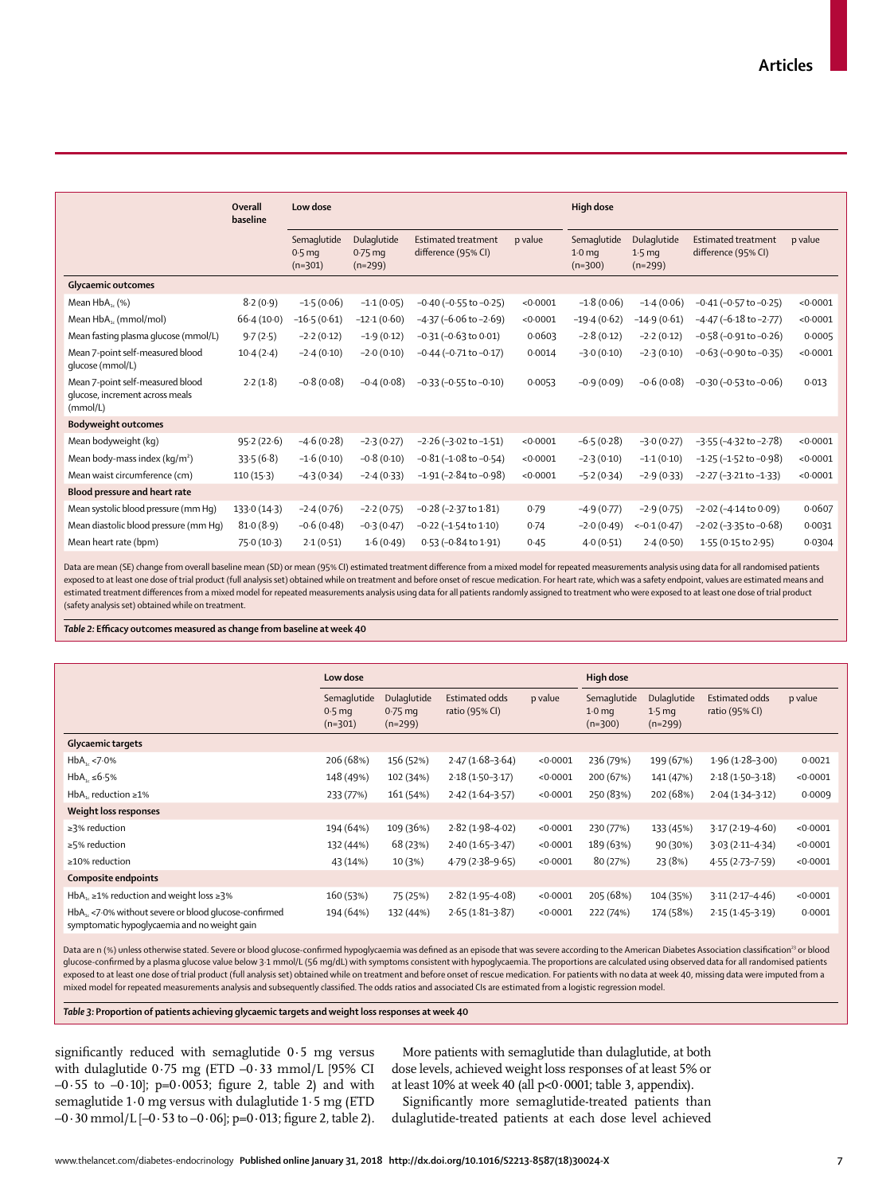| | Overall baseline | Low dose | | | | High dose | | | |
|---|---|---|---|---|---|---|---|---|---|
| | | Semaglutide 0·5 mg (n=301) | Dulaglutide 0·75 mg (n=299) | Estimated treatment difference (95% CI) | p value | Semaglutide 1·0 mg (n=300) | Dulaglutide 1·5 mg (n=299) | Estimated treatment difference (95% CI) | p value |
| **Glycaemic outcomes** | | | | | | | | | |
| Mean $HbA_{1c}$ (%) | 8·2 (0·9) | –1·5 (0·06) | –1·1 (0·05) | –0·40 (–0·55 to –0·25) | <0·0001 | –1·8 (0·06) | –1·4 (0·06) | –0·41 (–0·57 to –0·25) | <0·0001 |
| Mean $HbA_{1c}$ (mmol/mol) | 66·4 (10·0) | –16·5 (0·61) | –12·1 (0·60) | –4·37 (–6·06 to –2·69) | <0·0001 | –19·4 (0·62) | –14·9 (0·61) | –4·47 (–6·18 to –2·77) | <0·0001 |
| Mean fasting plasma glucose (mmol/L) | 9·7 (2·5) | –2·2 (0·12) | –1·9 (0·12) | –0·31 (–0·63 to 0·01) | 0·0603 | –2·8 (0·12) | –2·2 (0·12) | –0·58 (–0·91 to –0·26) | 0·0005 |
| Mean 7-point self-measured blood glucose (mmol/L) | 10·4 (2·4) | –2·4 (0·10) | –2·0 (0·10) | –0·44 (–0·71 to –0·17) | 0·0014 | –3·0 (0·10) | –2·3 (0·10) | –0·63 (–0·90 to –0·35) | <0·0001 |
| Mean 7-point self-measured blood glucose, increment across meals (mmol/L) | 2·2 (1·8) | –0·8 (0·08) | –0·4 (0·08) | –0·33 (–0·55 to –0·10) | 0·0053 | –0·9 (0·09) | –0·6 (0·08) | –0·30 (–0·53 to –0·06) | 0·013 |
| **Bodyweight outcomes** | | | | | | | | | |
| Mean bodyweight (kg) | 95·2 (22·6) | –4·6 (0·28) | –2·3 (0·27) | –2·26 (–3·02 to –1·51) | <0·0001 | –6·5 (0·28) | –3·0 (0·27) | –3·55 (–4·32 to –2·78) | <0·0001 |
| Mean body-mass index ($kg/m^2$) | 33·5 (6·8) | –1·6 (0·10) | –0·8 (0·10) | –0·81 (–1·08 to –0·54) | <0·0001 | –2·3 (0·10) | –1·1 (0·10) | –1·25 (–1·52 to –0·98) | <0·0001 |
| Mean waist circumference (cm) | 110 (15·3) | –4·3 (0·34) | –2·4 (0·33) | –1·91 (–2·84 to –0·98) | <0·0001 | –5·2 (0·34) | –2·9 (0·33) | –2·27 (–3·21 to –1·33) | <0·0001 |
| **Blood pressure and heart rate** | | | | | | | | | |
| Mean systolic blood pressure (mm Hg) | 133·0 (14·3) | –2·4 (0·76) | –2·2 (0·75) | –0·28 (–2·37 to 1·81) | 0·79 | –4·9 (0·77) | –2·9 (0·75) | –2·02 (–4·14 to 0·09) | 0·0607 |
| Mean diastolic blood pressure (mm Hg) | 81·0 (8·9) | –0·6 (0·48) | –0·3 (0·47) | –0·22 (–1·54 to 1·10) | 0·74 | –2·0 (0·49) | <–0·1 (0·47) | –2·02 (–3·35 to –0·68) | 0·0031 |
| Mean heart rate (bpm) | 75·0 (10·3) | 2·1 (0·51) | 1·6 (0·49) | 0·53 (–0·84 to 1·91) | 0·45 | 4·0 (0·51) | 2·4 (0·50) | 1·55 (0·15 to 2·95) | 0·0304 |

Data are mean (SE) change from overall baseline mean (SD) or mean (95% CI) estimated treatment difference from a mixed model for repeated measurements analysis using data for all randomised patients exposed to at least one dose of trial product (full analysis set) obtained while on treatment and before onset of rescue medication. For heart rate, which was a safety endpoint, values are estimated means and estimated treatment differences from a mixed model for repeated measurements analysis using data for all patients randomly assigned to treatment who were exposed to at least one dose of trial product (safety analysis set) obtained while on treatment.

***Table 2:* Efficacy outcomes measured as change from baseline at week 40**

| | Low dose | | | | High dose | | | |
|---|---|---|---|---|---|---|---|---|
| | Semaglutide 0·5 mg (n=301) | Dulaglutide 0·75 mg (n=299) | Estimated odds ratio (95% CI) | p value | Semaglutide 1·0 mg (n=300) | Dulaglutide 1·5 mg (n=299) | Estimated odds ratio (95% CI) | p value |
| **Glycaemic targets** | | | | | | | | |
| $HbA_{1c}$ <7·0% | 206 (68%) | 156 (52%) | 2·47 (1·68–3·64) | <0·0001 | 236 (79%) | 199 (67%) | 1·96 (1·28–3·00) | 0·0021 |
| $HbA_{1c}$ ≤6·5% | 148 (49%) | 102 (34%) | 2·18 (1·50–3·17) | <0·0001 | 200 (67%) | 141 (47%) | 2·18 (1·50–3·18) | <0·0001 |
| $HbA_{1c}$ reduction ≥1% | 233 (77%) | 161 (54%) | 2·42 (1·64–3·57) | <0·0001 | 250 (83%) | 202 (68%) | 2·04 (1·34–3·12) | 0·0009 |
| **Weight loss responses** | | | | | | | | |
| ≥3% reduction | 194 (64%) | 109 (36%) | 2·82 (1·98–4·02) | <0·0001 | 230 (77%) | 133 (45%) | 3·17 (2·19–4·60) | <0·0001 |
| ≥5% reduction | 132 (44%) | 68 (23%) | 2·40 (1·65–3·47) | <0·0001 | 189 (63%) | 90 (30%) | 3·03 (2·11–4·34) | <0·0001 |
| ≥10% reduction | 43 (14%) | 10 (3%) | 4·79 (2·38–9·65) | <0·0001 | 80 (27%) | 23 (8%) | 4·55 (2·73–7·59) | <0·0001 |
| **Composite endpoints** | | | | | | | | |
| $HbA_{1c}$ ≥1% reduction and weight loss ≥3% | 160 (53%) | 75 (25%) | 2·82 (1·95–4·08) | <0·0001 | 205 (68%) | 104 (35%) | 3·11 (2·17–4·46) | <0·0001 |
| $HbA_{1c}$ <7·0% without severe or blood glucose-confirmed symptomatic hypoglycaemia and no weight gain | 194 (64%) | 132 (44%) | 2·65 (1·81–3·87) | <0·0001 | 222 (74%) | 174 (58%) | 2·15 (1·45–3·19) | 0·0001 |

Data are n (%) unless otherwise stated. Severe or blood glucose-confirmed hypoglycaemia was defined as an episode that was severe according to the American Diabetes Association classification[23] or blood glucose-confirmed by a plasma glucose value below 3·1 mmol/L (56 mg/dL) with symptoms consistent with hypoglycaemia. The proportions are calculated using observed data for all randomised patients exposed to at least one dose of trial product (full analysis set) obtained while on treatment and before onset of rescue medication. For patients with no data at week 40, missing data were imputed from a mixed model for repeated measurements analysis and subsequently classified. The odds ratios and associated CIs are estimated from a logistic regression model.

***Table 3:* Proportion of patients achieving glycaemic targets and weight loss responses at week 40**

significantly reduced with semaglutide 0·5 mg versus with dulaglutide 0·75 mg (ETD –0·33 mmol/L [95% CI –0·55 to –0·10]; p=0·0053; figure 2, table 2) and with semaglutide 1·0 mg versus with dulaglutide 1·5 mg (ETD –0·30 mmol/L [–0·53 to –0·06]; p=0·013; figure 2, table 2).

More patients with semaglutide than dulaglutide, at both dose levels, achieved weight loss responses of at least 5% or at least 10% at week 40 (all p<0·0001; table 3, appendix).

Significantly more semaglutide-treated patients than dulaglutide-treated patients at each dose level achieved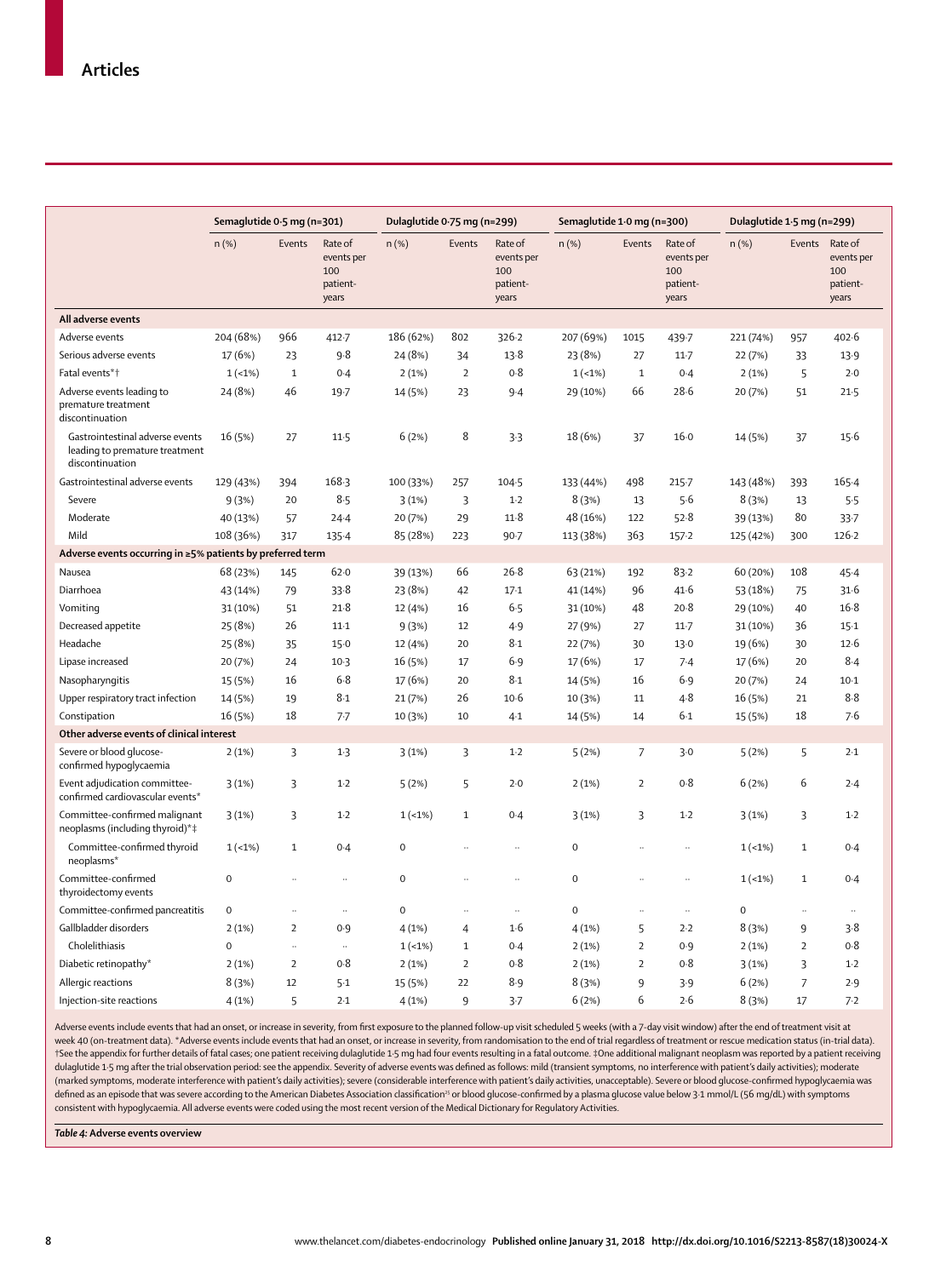| | Semaglutide 0·5 mg (n=301) | | | Dulaglutide 0·75 mg (n=299) | | | Semaglutide 1·0 mg (n=300) | | | Dulaglutide 1·5 mg (n=299) | | |
|---|---|---|---|---|---|---|---|---|---|---|---|---|
| | n (%) | Events | Rate of events per 100 patient-years | n (%) | Events | Rate of events per 100 patient-years | n (%) | Events | Rate of events per 100 patient-years | n (%) | Events | Rate of events per 100 patient-years |
| **All adverse events** | | | | | | | | | | | | |
| Adverse events | 204 (68%) | 966 | 412·7 | 186 (62%) | 802 | 326·2 | 207 (69%) | 1015 | 439·7 | 221 (74%) | 957 | 402·6 |
| Serious adverse events | 17 (6%) | 23 | 9·8 | 24 (8%) | 34 | 13·8 | 23 (8%) | 27 | 11·7 | 22 (7%) | 33 | 13·9 |
| Fatal events*† | 1 (<1%) | 1 | 0·4 | 2 (1%) | 2 | 0·8 | 1 (<1%) | 1 | 0·4 | 2 (1%) | 5 | 2·0 |
| Adverse events leading to premature treatment discontinuation | 24 (8%) | 46 | 19·7 | 14 (5%) | 23 | 9·4 | 29 (10%) | 66 | 28·6 | 20 (7%) | 51 | 21·5 |
| Gastrointestinal adverse events leading to premature treatment discontinuation | 16 (5%) | 27 | 11·5 | 6 (2%) | 8 | 3·3 | 18 (6%) | 37 | 16·0 | 14 (5%) | 37 | 15·6 |
| Gastrointestinal adverse events | 129 (43%) | 394 | 168·3 | 100 (33%) | 257 | 104·5 | 133 (44%) | 498 | 215·7 | 143 (48%) | 393 | 165·4 |
| Severe | 9 (3%) | 20 | 8·5 | 3 (1%) | 3 | 1·2 | 8 (3%) | 13 | 5·6 | 8 (3%) | 13 | 5·5 |
| Moderate | 40 (13%) | 57 | 24·4 | 20 (7%) | 29 | 11·8 | 48 (16%) | 122 | 52·8 | 39 (13%) | 80 | 33·7 |
| Mild | 108 (36%) | 317 | 135·4 | 85 (28%) | 223 | 90·7 | 113 (38%) | 363 | 157·2 | 125 (42%) | 300 | 126·2 |
| **Adverse events occurring in ≥5% patients by preferred term** | | | | | | | | | | | | |
| Nausea | 68 (23%) | 145 | 62·0 | 39 (13%) | 66 | 26·8 | 63 (21%) | 192 | 83·2 | 60 (20%) | 108 | 45·4 |
| Diarrhoea | 43 (14%) | 79 | 33·8 | 23 (8%) | 42 | 17·1 | 41 (14%) | 96 | 41·6 | 53 (18%) | 75 | 31·6 |
| Vomiting | 31 (10%) | 51 | 21·8 | 12 (4%) | 16 | 6·5 | 31 (10%) | 48 | 20·8 | 29 (10%) | 40 | 16·8 |
| Decreased appetite | 25 (8%) | 26 | 11·1 | 9 (3%) | 12 | 4·9 | 27 (9%) | 27 | 11·7 | 31 (10%) | 36 | 15·1 |
| Headache | 25 (8%) | 35 | 15·0 | 12 (4%) | 20 | 8·1 | 22 (7%) | 30 | 13·0 | 19 (6%) | 30 | 12·6 |
| Lipase increased | 20 (7%) | 24 | 10·3 | 16 (5%) | 17 | 6·9 | 17 (6%) | 17 | 7·4 | 17 (6%) | 20 | 8·4 |
| Nasopharyngitis | 15 (5%) | 16 | 6·8 | 17 (6%) | 20 | 8·1 | 14 (5%) | 16 | 6·9 | 20 (7%) | 24 | 10·1 |
| Upper respiratory tract infection | 14 (5%) | 19 | 8·1 | 21 (7%) | 26 | 10·6 | 10 (3%) | 11 | 4·8 | 16 (5%) | 21 | 8·8 |
| Constipation | 16 (5%) | 18 | 7·7 | 10 (3%) | 10 | 4·1 | 14 (5%) | 14 | 6·1 | 15 (5%) | 18 | 7·6 |
| **Other adverse events of clinical interest** | | | | | | | | | | | | |
| Severe or blood glucose-confirmed hypoglycaemia | 2 (1%) | 3 | 1·3 | 3 (1%) | 3 | 1·2 | 5 (2%) | 7 | 3·0 | 5 (2%) | 5 | 2·1 |
| Event adjudication committee-confirmed cardiovascular events* | 3 (1%) | 3 | 1·2 | 5 (2%) | 5 | 2·0 | 2 (1%) | 2 | 0·8 | 6 (2%) | 6 | 2·4 |
| Committee-confirmed malignant neoplasms (including thyroid)*‡ | 3 (1%) | 3 | 1·2 | 1 (<1%) | 1 | 0·4 | 3 (1%) | 3 | 1·2 | 3 (1%) | 3 | 1·2 |
| Committee-confirmed thyroid neoplasms* | 1 (<1%) | 1 | 0·4 | 0 | .. | .. | 0 | .. | .. | 1 (<1%) | 1 | 0·4 |
| Committee-confirmed thyroidectomy events | 0 | .. | .. | 0 | .. | .. | 0 | .. | .. | 1 (<1%) | 1 | 0·4 |
| Committee-confirmed pancreatitis | 0 | .. | .. | 0 | .. | .. | 0 | .. | .. | 0 | .. | .. |
| Gallbladder disorders | 2 (1%) | 2 | 0·9 | 4 (1%) | 4 | 1·6 | 4 (1%) | 5 | 2·2 | 8 (3%) | 9 | 3·8 |
| Cholelithiasis | 0 | .. | .. | 1 (<1%) | 1 | 0·4 | 2 (1%) | 2 | 0·9 | 2 (1%) | 2 | 0·8 |
| Diabetic retinopathy* | 2 (1%) | 2 | 0·8 | 2 (1%) | 2 | 0·8 | 2 (1%) | 2 | 0·8 | 3 (1%) | 3 | 1·2 |
| Allergic reactions | 8 (3%) | 12 | 5·1 | 15 (5%) | 22 | 8·9 | 8 (3%) | 9 | 3·9 | 6 (2%) | 7 | 2·9 |
| Injection-site reactions | 4 (1%) | 5 | 2·1 | 4 (1%) | 9 | 3·7 | 6 (2%) | 6 | 2·6 | 8 (3%) | 17 | 7·2 |

Adverse events include events that had an onset, or increase in severity, from first exposure to the planned follow-up visit scheduled 5 weeks (with a 7-day visit window) after the end of treatment visit at week 40 (on-treatment data). *Adverse events include events that had an onset, or increase in severity, from randomisation to the end of trial regardless of treatment or rescue medication status (in-trial data). †See the appendix for further details of fatal cases; one patient receiving dulaglutide 1·5 mg had four events resulting in a fatal outcome. ‡One additional malignant neoplasm was reported by a patient receiving dulaglutide 1·5 mg after the trial observation period: see the appendix. Severity of adverse events was defined as follows: mild (transient symptoms, no interference with patient's daily activities); moderate (marked symptoms, moderate interference with patient's daily activities); severe (considerable interference with patient's daily activities, unacceptable). Severe or blood glucose-confirmed hypoglycaemia was defined as an episode that was severe according to the American Diabetes Association classification[25] or blood glucose-confirmed by a plasma glucose value below 3·1 mmol/L (56 mg/dL) with symptoms consistent with hypoglycaemia. All adverse events were coded using the most recent version of the Medical Dictionary for Regulatory Activities.

*Table 4:* **Adverse events overview**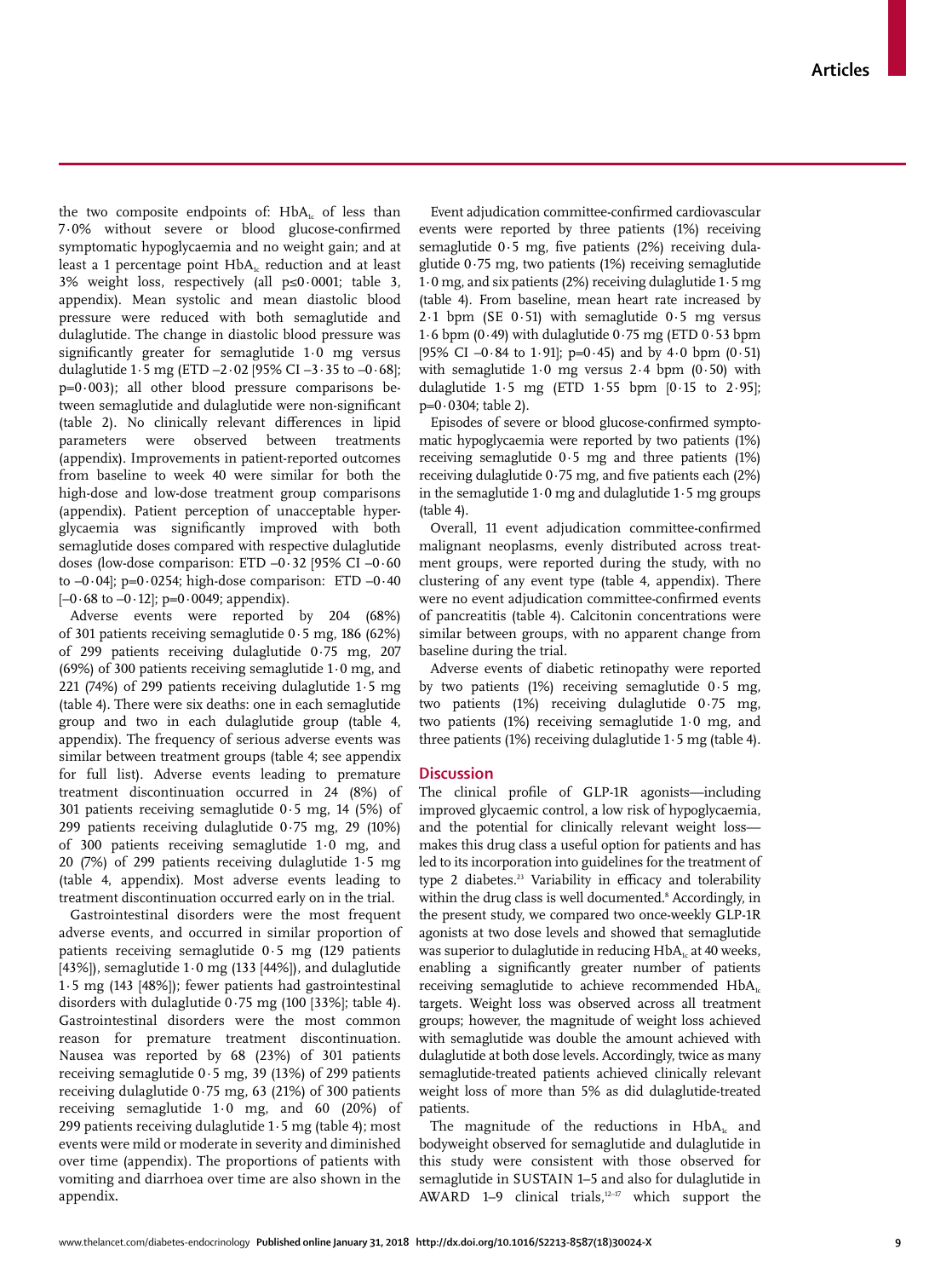the two composite endpoints of: $HbA_{1c}$ of less than 7·0% without severe or blood glucose-confirmed symptomatic hypoglycaemia and no weight gain; and at least a 1 percentage point $HbA_{1c}$ reduction and at least 3% weight loss, respectively (all p≤0·0001; table 3, appendix). Mean systolic and mean diastolic blood pressure were reduced with both semaglutide and dulaglutide. The change in diastolic blood pressure was significantly greater for semaglutide 1·0 mg versus dulaglutide 1·5 mg (ETD –2·02 [95% CI –3·35 to –0·68]; p=0·003); all other blood pressure comparisons between semaglutide and dulaglutide were non-significant (table 2). No clinically relevant differences in lipid parameters were observed between treatments (appendix). Improvements in patient-reported outcomes from baseline to week 40 were similar for both the high-dose and low-dose treatment group comparisons (appendix). Patient perception of unacceptable hyperglycaemia was significantly improved with both semaglutide doses compared with respective dulaglutide doses (low-dose comparison: ETD –0·32 [95% CI –0·60 to –0·04]; p=0·0254; high-dose comparison: ETD –0·40 [–0·68 to –0·12]; p=0·0049; appendix).

Adverse events were reported by 204 (68%) of 301 patients receiving semaglutide 0·5 mg, 186 (62%) of 299 patients receiving dulaglutide 0·75 mg, 207 (69%) of 300 patients receiving semaglutide 1·0 mg, and 221 (74%) of 299 patients receiving dulaglutide 1·5 mg (table 4). There were six deaths: one in each semaglutide group and two in each dulaglutide group (table 4, appendix). The frequency of serious adverse events was similar between treatment groups (table 4; see appendix for full list). Adverse events leading to premature treatment discontinuation occurred in 24 (8%) of 301 patients receiving semaglutide 0·5 mg, 14 (5%) of 299 patients receiving dulaglutide 0·75 mg, 29 (10%) of 300 patients receiving semaglutide 1·0 mg, and 20 (7%) of 299 patients receiving dulaglutide 1·5 mg (table 4, appendix). Most adverse events leading to treatment discontinuation occurred early on in the trial.

Gastrointestinal disorders were the most frequent adverse events, and occurred in similar proportion of patients receiving semaglutide 0·5 mg (129 patients [43%]), semaglutide 1·0 mg (133 [44%]), and dulaglutide 1·5 mg (143 [48%]); fewer patients had gastrointestinal disorders with dulaglutide 0·75 mg (100 [33%]; table 4). Gastrointestinal disorders were the most common reason for premature treatment discontinuation. Nausea was reported by 68 (23%) of 301 patients receiving semaglutide 0·5 mg, 39 (13%) of 299 patients receiving dulaglutide 0·75 mg, 63 (21%) of 300 patients receiving semaglutide 1·0 mg, and 60 (20%) of 299 patients receiving dulaglutide 1·5 mg (table 4); most events were mild or moderate in severity and diminished over time (appendix). The proportions of patients with vomiting and diarrhoea over time are also shown in the appendix.

Event adjudication committee-confirmed cardiovascular events were reported by three patients (1%) receiving semaglutide 0·5 mg, five patients (2%) receiving dulaglutide 0·75 mg, two patients (1%) receiving semaglutide 1·0 mg, and six patients (2%) receiving dulaglutide 1·5 mg (table 4). From baseline, mean heart rate increased by 2·1 bpm (SE 0·51) with semaglutide 0·5 mg versus 1·6 bpm (0·49) with dulaglutide 0·75 mg (ETD 0·53 bpm [95% CI –0·84 to 1·91]; p=0·45) and by 4·0 bpm (0·51) with semaglutide 1·0 mg versus 2·4 bpm (0·50) with dulaglutide 1·5 mg (ETD 1·55 bpm [0·15 to 2·95]; p=0·0304; table 2).

Episodes of severe or blood glucose-confirmed symptomatic hypoglycaemia were reported by two patients (1%) receiving semaglutide 0·5 mg and three patients (1%) receiving dulaglutide 0·75 mg, and five patients each (2%) in the semaglutide 1·0 mg and dulaglutide 1·5 mg groups (table 4).

Overall, 11 event adjudication committee-confirmed malignant neoplasms, evenly distributed across treatment groups, were reported during the study, with no clustering of any event type (table 4, appendix). There were no event adjudication committee-confirmed events of pancreatitis (table 4). Calcitonin concentrations were similar between groups, with no apparent change from baseline during the trial.

Adverse events of diabetic retinopathy were reported by two patients (1%) receiving semaglutide 0·5 mg, two patients (1%) receiving dulaglutide 0·75 mg, two patients (1%) receiving semaglutide 1·0 mg, and three patients (1%) receiving dulaglutide 1·5 mg (table 4).

## Discussion

The clinical profile of GLP-1R agonists—including improved glycaemic control, a low risk of hypoglycaemia, and the potential for clinically relevant weight loss—makes this drug class a useful option for patients and has led to its incorporation into guidelines for the treatment of type 2 diabetes.[23] Variability in efficacy and tolerability within the drug class is well documented.[8] Accordingly, in the present study, we compared two once-weekly GLP-1R agonists at two dose levels and showed that semaglutide was superior to dulaglutide in reducing $HbA_{1c}$ at 40 weeks, enabling a significantly greater number of patients receiving semaglutide to achieve recommended $HbA_{1c}$ targets. Weight loss was observed across all treatment groups; however, the magnitude of weight loss achieved with semaglutide was double the amount achieved with dulaglutide at both dose levels. Accordingly, twice as many semaglutide-treated patients achieved clinically relevant weight loss of more than 5% as did dulaglutide-treated patients.

The magnitude of the reductions in $HbA_{1c}$ and bodyweight observed for semaglutide and dulaglutide in this study were consistent with those observed for semaglutide in SUSTAIN 1–5 and also for dulaglutide in AWARD 1–9 clinical trials,[12–17] which support the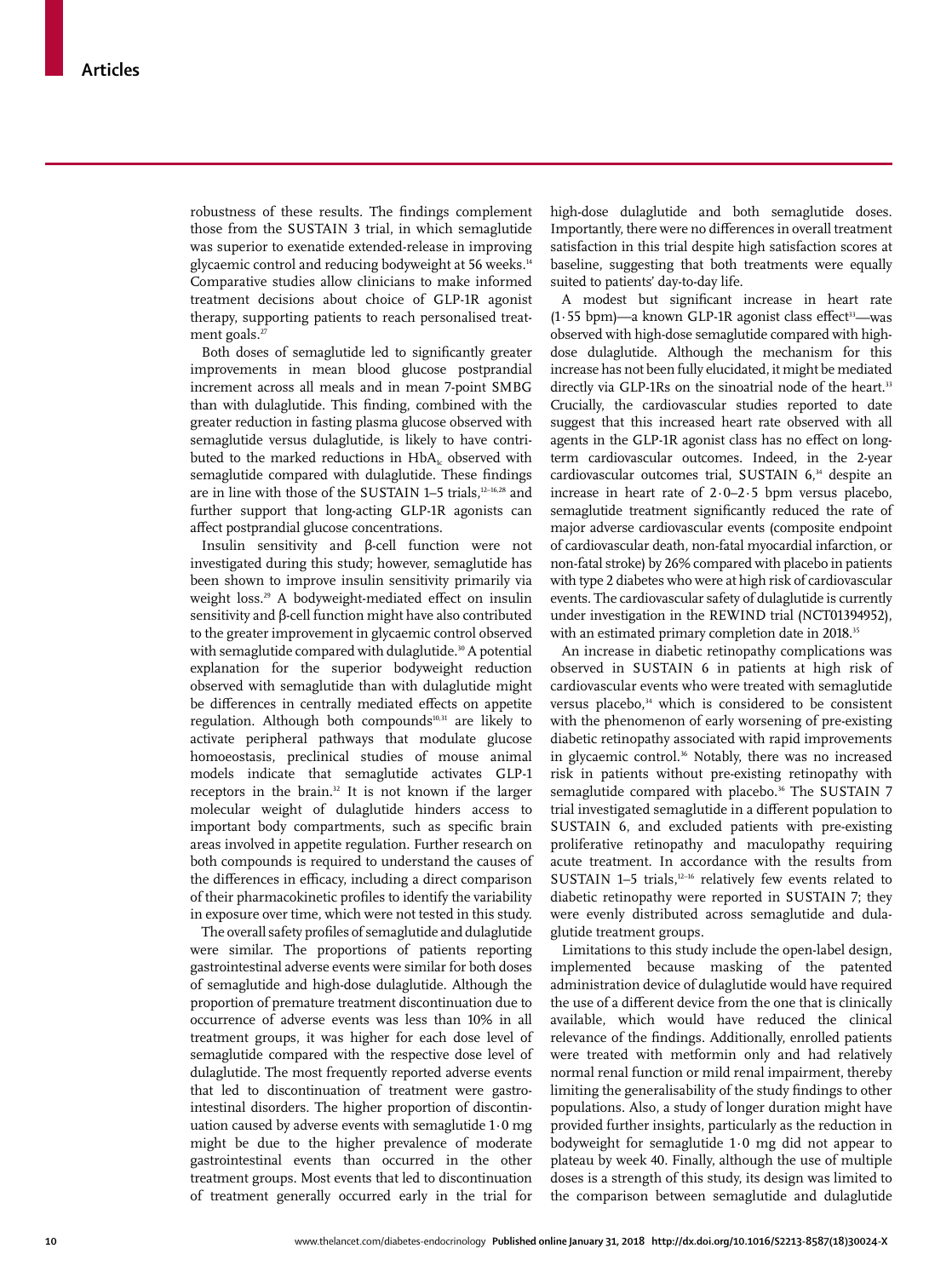robustness of these results. The findings complement those from the SUSTAIN 3 trial, in which semaglutide was superior to exenatide extended-release in improving glycaemic control and reducing bodyweight at 56 weeks.[14] Comparative studies allow clinicians to make informed treatment decisions about choice of GLP-1R agonist therapy, supporting patients to reach personalised treatment goals.[27]

Both doses of semaglutide led to significantly greater improvements in mean blood glucose postprandial increment across all meals and in mean 7-point SMBG than with dulaglutide. This finding, combined with the greater reduction in fasting plasma glucose observed with semaglutide versus dulaglutide, is likely to have contributed to the marked reductions in $HbA_{1c}$ observed with semaglutide compared with dulaglutide. These findings are in line with those of the SUSTAIN 1–5 trials,[12–16,28] and further support that long-acting GLP-1R agonists can affect postprandial glucose concentrations.

Insulin sensitivity and β-cell function were not investigated during this study; however, semaglutide has been shown to improve insulin sensitivity primarily via weight loss.[29] A bodyweight-mediated effect on insulin sensitivity and β-cell function might have also contributed to the greater improvement in glycaemic control observed with semaglutide compared with dulaglutide.[30] A potential explanation for the superior bodyweight reduction observed with semaglutide than with dulaglutide might be differences in centrally mediated effects on appetite regulation. Although both compounds[10,31] are likely to activate peripheral pathways that modulate glucose homoeostasis, preclinical studies of mouse animal models indicate that semaglutide activates GLP-1 receptors in the brain.[32] It is not known if the larger molecular weight of dulaglutide hinders access to important body compartments, such as specific brain areas involved in appetite regulation. Further research on both compounds is required to understand the causes of the differences in efficacy, including a direct comparison of their pharmacokinetic profiles to identify the variability in exposure over time, which were not tested in this study.

The overall safety profiles of semaglutide and dulaglutide were similar. The proportions of patients reporting gastrointestinal adverse events were similar for both doses of semaglutide and high-dose dulaglutide. Although the proportion of premature treatment discontinuation due to occurrence of adverse events was less than 10% in all treatment groups, it was higher for each dose level of semaglutide compared with the respective dose level of dulaglutide. The most frequently reported adverse events that led to discontinuation of treatment were gastrointestinal disorders. The higher proportion of discontinuation caused by adverse events with semaglutide 1·0 mg might be due to the higher prevalence of moderate gastrointestinal events than occurred in the other treatment groups. Most events that led to discontinuation of treatment generally occurred early in the trial for high-dose dulaglutide and both semaglutide doses. Importantly, there were no differences in overall treatment satisfaction in this trial despite high satisfaction scores at baseline, suggesting that both treatments were equally suited to patients' day-to-day life.

A modest but significant increase in heart rate (1·55 bpm)—a known GLP-1R agonist class effect[33]—was observed with high-dose semaglutide compared with high-dose dulaglutide. Although the mechanism for this increase has not been fully elucidated, it might be mediated directly via GLP-1Rs on the sinoatrial node of the heart.[33] Crucially, the cardiovascular studies reported to date suggest that this increased heart rate observed with all agents in the GLP-1R agonist class has no effect on long-term cardiovascular outcomes. Indeed, in the 2-year cardiovascular outcomes trial, SUSTAIN 6,[34] despite an increase in heart rate of 2·0–2·5 bpm versus placebo, semaglutide treatment significantly reduced the rate of major adverse cardiovascular events (composite endpoint of cardiovascular death, non-fatal myocardial infarction, or non-fatal stroke) by 26% compared with placebo in patients with type 2 diabetes who were at high risk of cardiovascular events. The cardiovascular safety of dulaglutide is currently under investigation in the REWIND trial (NCT01394952), with an estimated primary completion date in 2018.[35]

An increase in diabetic retinopathy complications was observed in SUSTAIN 6 in patients at high risk of cardiovascular events who were treated with semaglutide versus placebo,[34] which is considered to be consistent with the phenomenon of early worsening of pre-existing diabetic retinopathy associated with rapid improvements in glycaemic control.[36] Notably, there was no increased risk in patients without pre-existing retinopathy with semaglutide compared with placebo.[36] The SUSTAIN 7 trial investigated semaglutide in a different population to SUSTAIN 6, and excluded patients with pre-existing proliferative retinopathy and maculopathy requiring acute treatment. In accordance with the results from SUSTAIN 1–5 trials,[12–16] relatively few events related to diabetic retinopathy were reported in SUSTAIN 7; they were evenly distributed across semaglutide and dulaglutide treatment groups.

Limitations to this study include the open-label design, implemented because masking of the patented administration device of dulaglutide would have required the use of a different device from the one that is clinically available, which would have reduced the clinical relevance of the findings. Additionally, enrolled patients were treated with metformin only and had relatively normal renal function or mild renal impairment, thereby limiting the generalisability of the study findings to other populations. Also, a study of longer duration might have provided further insights, particularly as the reduction in bodyweight for semaglutide 1·0 mg did not appear to plateau by week 40. Finally, although the use of multiple doses is a strength of this study, its design was limited to the comparison between semaglutide and dulaglutide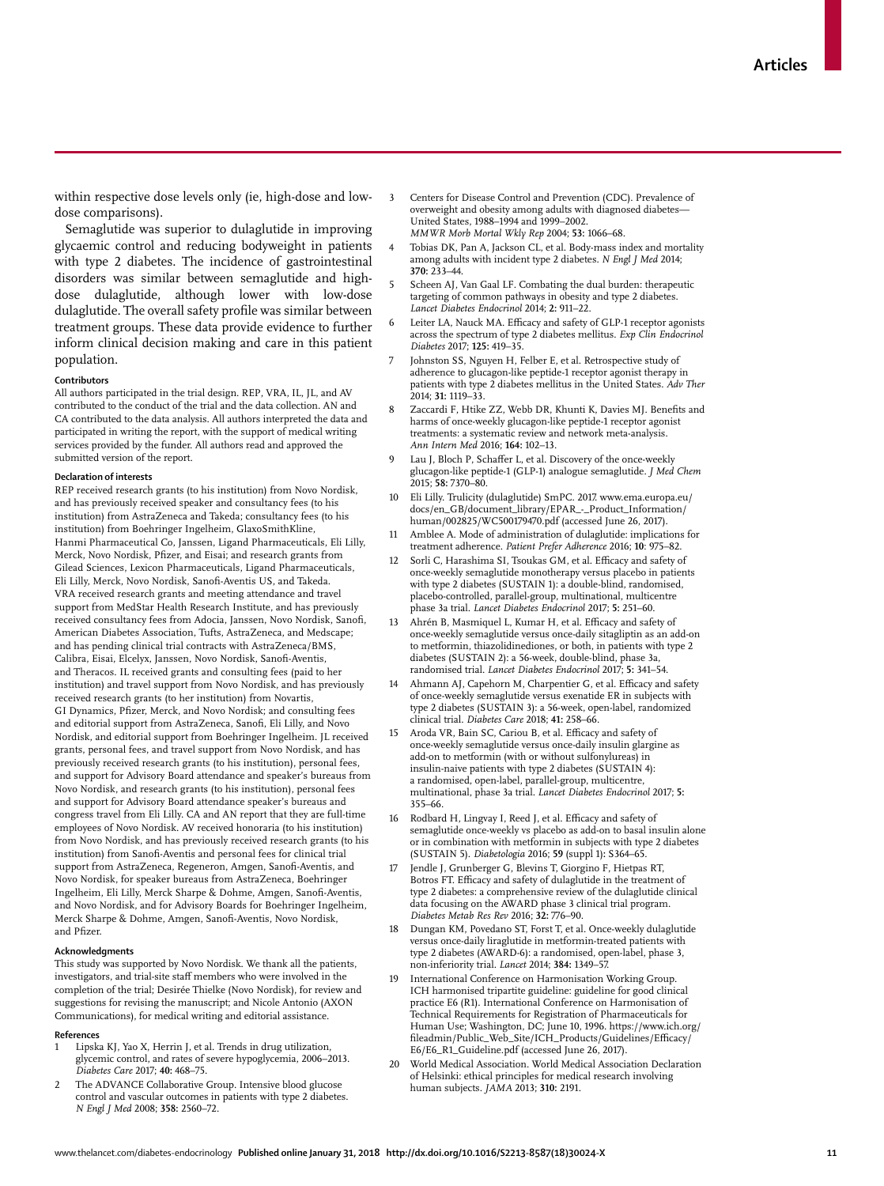within respective dose levels only (ie, high-dose and low-dose comparisons).

Semaglutide was superior to dulaglutide in improving glycaemic control and reducing bodyweight in patients with type 2 diabetes. The incidence of gastrointestinal disorders was similar between semaglutide and high-dose dulaglutide, although lower with low-dose dulaglutide. The overall safety profile was similar between treatment groups. These data provide evidence to further inform clinical decision making and care in this patient population.

#### Contributors

All authors participated in the trial design. REP, VRA, IL, JL, and AV contributed to the conduct of the trial and the data collection. AN and CA contributed to the data analysis. All authors interpreted the data and participated in writing the report, with the support of medical writing services provided by the funder. All authors read and approved the submitted version of the report.

#### Declaration of interests

REP received research grants (to his institution) from Novo Nordisk, and has previously received speaker and consultancy fees (to his institution) from AstraZeneca and Takeda; consultancy fees (to his institution) from Boehringer Ingelheim, GlaxoSmithKline, Hanmi Pharmaceutical Co, Janssen, Ligand Pharmaceuticals, Eli Lilly, Merck, Novo Nordisk, Pfizer, and Eisai; and research grants from Gilead Sciences, Lexicon Pharmaceuticals, Ligand Pharmaceuticals, Eli Lilly, Merck, Novo Nordisk, Sanofi-Aventis US, and Takeda. VRA received research grants and meeting attendance and travel support from MedStar Health Research Institute, and has previously received consultancy fees from Adocia, Janssen, Novo Nordisk, Sanofi, American Diabetes Association, Tufts, AstraZeneca, and Medscape; and has pending clinical trial contracts with AstraZeneca/BMS, Calibra, Eisai, Elcelyx, Janssen, Novo Nordisk, Sanofi-Aventis, and Theracos. IL received grants and consulting fees (paid to her institution) and travel support from Novo Nordisk, and has previously received research grants (to her institution) from Novartis, GI Dynamics, Pfizer, Merck, and Novo Nordisk; and consulting fees and editorial support from AstraZeneca, Sanofi, Eli Lilly, and Novo Nordisk, and editorial support from Boehringer Ingelheim. JL received grants, personal fees, and travel support from Novo Nordisk, and has previously received research grants (to his institution), personal fees, and support for Advisory Board attendance and speaker's bureaus from Novo Nordisk, and research grants (to his institution), personal fees and support for Advisory Board attendance speaker's bureaus and congress travel from Eli Lilly. CA and AN report that they are full-time employees of Novo Nordisk. AV received honoraria (to his institution) from Novo Nordisk, and has previously received research grants (to his institution) from Sanofi-Aventis and personal fees for clinical trial support from AstraZeneca, Regeneron, Amgen, Sanofi-Aventis, and Novo Nordisk, for speaker bureaus from AstraZeneca, Boehringer Ingelheim, Eli Lilly, Merck Sharpe & Dohme, Amgen, Sanofi-Aventis, and Novo Nordisk, and for Advisory Boards for Boehringer Ingelheim, Merck Sharpe & Dohme, Amgen, Sanofi-Aventis, Novo Nordisk, and Pfizer.

#### Acknowledgments

This study was supported by Novo Nordisk. We thank all the patients, investigators, and trial-site staff members who were involved in the completion of the trial; Desirée Thielke (Novo Nordisk), for review and suggestions for revising the manuscript; and Nicole Antonio (AXON Communications), for medical writing and editorial assistance.

#### References

1. Lipska KJ, Yao X, Herrin J, et al. Trends in drug utilization, glycemic control, and rates of severe hypoglycemia, 2006–2013. *Diabetes Care* 2017; **40:** 468–75.
2. The ADVANCE Collaborative Group. Intensive blood glucose control and vascular outcomes in patients with type 2 diabetes. *N Engl J Med* 2008; **358:** 2560–72.
3. Centers for Disease Control and Prevention (CDC). Prevalence of overweight and obesity among adults with diagnosed diabetes—United States, 1988–1994 and 1999–2002. *MMWR Morb Mortal Wkly Rep* 2004; **53:** 1066–68.
4. Tobias DK, Pan A, Jackson CL, et al. Body-mass index and mortality among adults with incident type 2 diabetes. *N Engl J Med* 2014; **370:** 233–44.
5. Scheen AJ, Van Gaal LF. Combating the dual burden: therapeutic targeting of common pathways in obesity and type 2 diabetes. *Lancet Diabetes Endocrinol* 2014; **2:** 911–22.
6. Leiter LA, Nauck MA. Efficacy and safety of GLP-1 receptor agonists across the spectrum of type 2 diabetes mellitus. *Exp Clin Endocrinol Diabetes* 2017; **125:** 419–35.
7. Johnston SS, Nguyen H, Felber E, et al. Retrospective study of adherence to glucagon-like peptide-1 receptor agonist therapy in patients with type 2 diabetes mellitus in the United States. *Adv Ther* 2014; **31:** 1119–33.
8. Zaccardi F, Htike ZZ, Webb DR, Khunti K, Davies MJ. Benefits and harms of once-weekly glucagon-like peptide-1 receptor agonist treatments: a systematic review and network meta-analysis. *Ann Intern Med* 2016; **164:** 102–13.
9. Lau J, Bloch P, Schaffer L, et al. Discovery of the once-weekly glucagon-like peptide-1 (GLP-1) analogue semaglutide. *J Med Chem* 2015; **58:** 7370–80.
10. Eli Lilly. Trulicity (dulaglutide) SmPC. 2017. www.ema.europa.eu/docs/en_GB/document_library/EPAR_-_Product_Information/human/002825/WC500179470.pdf (accessed June 26, 2017).
11. Amblee A. Mode of administration of dulaglutide: implications for treatment adherence. *Patient Prefer Adherence* 2016; **10:** 975–82.
12. Sorli C, Harashima SI, Tsoukas GM, et al. Efficacy and safety of once-weekly semaglutide monotherapy versus placebo in patients with type 2 diabetes (SUSTAIN 1): a double-blind, randomised, placebo-controlled, parallel-group, multinational, multicentre phase 3a trial. *Lancet Diabetes Endocrinol* 2017; **5:** 251–60.
13. Ahrén B, Masmiquel L, Kumar H, et al. Efficacy and safety of once-weekly semaglutide versus once-daily sitagliptin as an add-on to metformin, thiazolidinediones, or both, in patients with type 2 diabetes (SUSTAIN 2): a 56-week, double-blind, phase 3a, randomised trial. *Lancet Diabetes Endocrinol* 2017; **5:** 341–54.
14. Ahmann AJ, Capehorn M, Charpentier G, et al. Efficacy and safety of once-weekly semaglutide versus exenatide ER in subjects with type 2 diabetes (SUSTAIN 3): a 56-week, open-label, randomized clinical trial. *Diabetes Care* 2018; **41:** 258–66.
15. Aroda VR, Bain SC, Cariou B, et al. Efficacy and safety of once-weekly semaglutide versus once-daily insulin glargine as add-on to metformin (with or without sulfonylureas) in insulin-naive patients with type 2 diabetes (SUSTAIN 4): a randomised, open-label, parallel-group, multicentre, multinational, phase 3a trial. *Lancet Diabetes Endocrinol* 2017; **5:** 355–66.
16. Rodbard H, Lingvay I, Reed J, et al. Efficacy and safety of semaglutide once-weekly vs placebo as add-on to basal insulin alone or in combination with metformin in subjects with type 2 diabetes (SUSTAIN 5). *Diabetologia* 2016; **59** (suppl 1)**:** S364–65.
17. Jendle J, Grunberger G, Blevins T, Giorgino F, Hietpas RT, Botros FT. Efficacy and safety of dulaglutide in the treatment of type 2 diabetes: a comprehensive review of the dulaglutide clinical data focusing on the AWARD phase 3 clinical trial program. *Diabetes Metab Res Rev* 2016; **32:** 776–90.
18. Dungan KM, Povedano ST, Forst T, et al. Once-weekly dulaglutide versus once-daily liraglutide in metformin-treated patients with type 2 diabetes (AWARD-6): a randomised, open-label, phase 3, non-inferiority trial. *Lancet* 2014; **384:** 1349–57.
19. International Conference on Harmonisation Working Group. ICH harmonised tripartite guideline: guideline for good clinical practice E6 (R1). International Conference on Harmonisation of Technical Requirements for Registration of Pharmaceuticals for Human Use; Washington, DC; June 10, 1996. https://www.ich.org/fileadmin/Public_Web_Site/ICH_Products/Guidelines/Efficacy/E6/E6_R1_Guideline.pdf (accessed June 26, 2017).
20. World Medical Association. World Medical Association Declaration of Helsinki: ethical principles for medical research involving human subjects. *JAMA* 2013; **310:** 2191.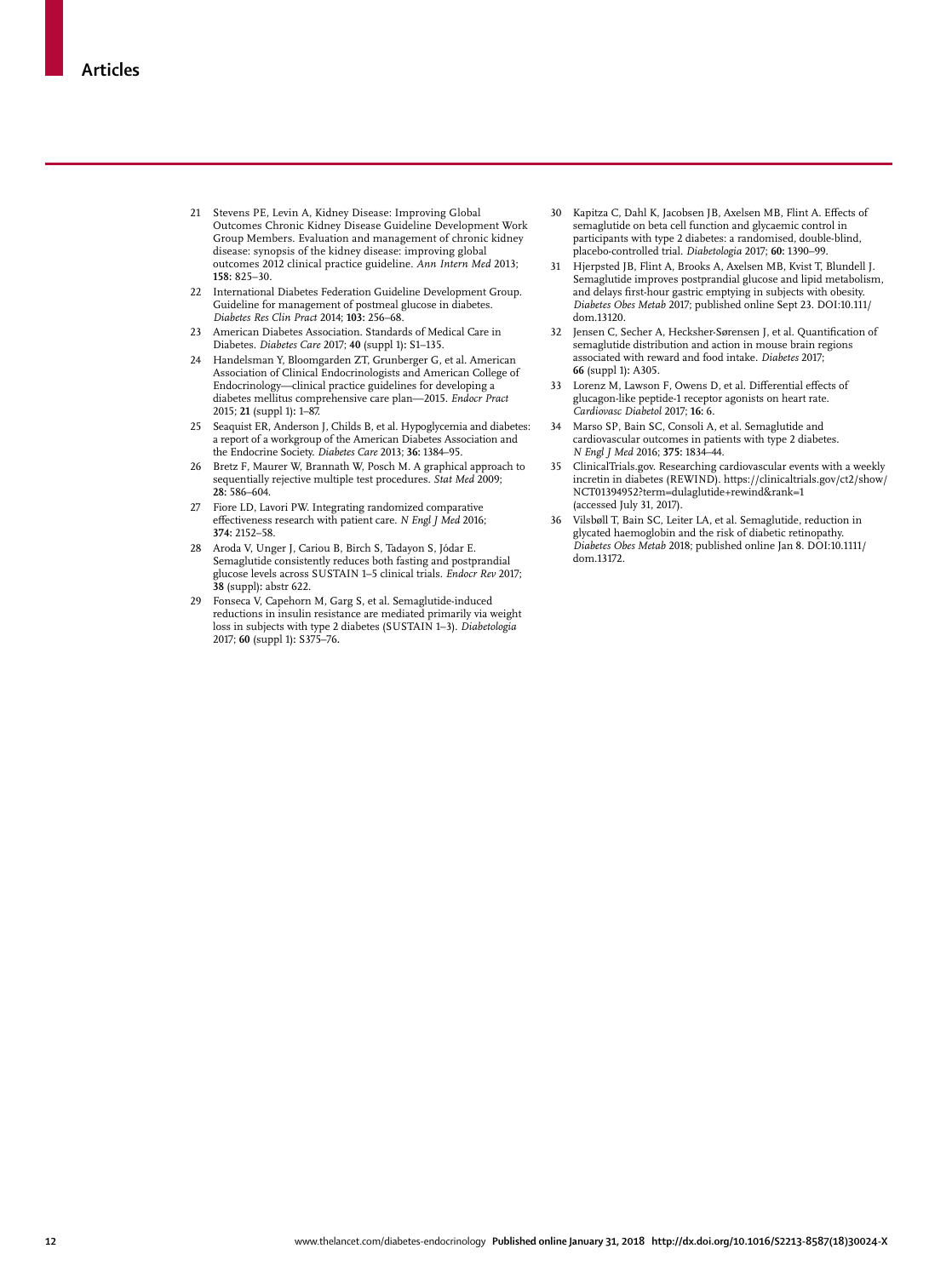21 Stevens PE, Levin A, Kidney Disease: Improving Global Outcomes Chronic Kidney Disease Guideline Development Work Group Members. Evaluation and management of chronic kidney disease: synopsis of the kidney disease: improving global outcomes 2012 clinical practice guideline. *Ann Intern Med* 2013; **158:** 825–30.

22 International Diabetes Federation Guideline Development Group. Guideline for management of postmeal glucose in diabetes. *Diabetes Res Clin Pract* 2014; **103:** 256–68.

23 American Diabetes Association. Standards of Medical Care in Diabetes. *Diabetes Care* 2017; **40** (suppl 1)**:** S1–135.

24 Handelsman Y, Bloomgarden ZT, Grunberger G, et al. American Association of Clinical Endocrinologists and American College of Endocrinology—clinical practice guidelines for developing a diabetes mellitus comprehensive care plan—2015. *Endocr Pract* 2015; **21** (suppl 1)**:** 1–87.

25 Seaquist ER, Anderson J, Childs B, et al. Hypoglycemia and diabetes: a report of a workgroup of the American Diabetes Association and the Endocrine Society. *Diabetes Care* 2013; **36:** 1384–95.

26 Bretz F, Maurer W, Brannath W, Posch M. A graphical approach to sequentially rejective multiple test procedures. *Stat Med* 2009; **28:** 586–604.

27 Fiore LD, Lavori PW. Integrating randomized comparative effectiveness research with patient care. *N Engl J Med* 2016; **374:** 2152–58.

28 Aroda V, Unger J, Cariou B, Birch S, Tadayon S, Jódar E. Semaglutide consistently reduces both fasting and postprandial glucose levels across SUSTAIN 1–5 clinical trials. *Endocr Rev* 2017; **38** (suppl)**:** abstr 622.

29 Fonseca V, Capehorn M, Garg S, et al. Semaglutide-induced reductions in insulin resistance are mediated primarily via weight loss in subjects with type 2 diabetes (SUSTAIN 1–3). *Diabetologia* 2017; **60** (suppl 1)**:** S375–76.

30 Kapitza C, Dahl K, Jacobsen JB, Axelsen MB, Flint A. Effects of semaglutide on beta cell function and glycaemic control in participants with type 2 diabetes: a randomised, double-blind, placebo-controlled trial. *Diabetologia* 2017; **60:** 1390–99.

31 Hjerpsted JB, Flint A, Brooks A, Axelsen MB, Kvist T, Blundell J. Semaglutide improves postprandial glucose and lipid metabolism, and delays first-hour gastric emptying in subjects with obesity. *Diabetes Obes Metab* 2017; published online Sept 23. DOI:10.111/dom.13120.

32 Jensen C, Secher A, Hecksher-Sørensen J, et al. Quantification of semaglutide distribution and action in mouse brain regions associated with reward and food intake. *Diabetes* 2017; **66** (suppl 1)**:** A305.

33 Lorenz M, Lawson F, Owens D, et al. Differential effects of glucagon-like peptide-1 receptor agonists on heart rate. *Cardiovasc Diabetol* 2017; **16:** 6.

34 Marso SP, Bain SC, Consoli A, et al. Semaglutide and cardiovascular outcomes in patients with type 2 diabetes. *N Engl J Med* 2016; **375:** 1834–44.

35 ClinicalTrials.gov. Researching cardiovascular events with a weekly incretin in diabetes (REWIND). https://clinicaltrials.gov/ct2/show/NCT01394952?term=dulaglutide+rewind&rank=1 (accessed July 31, 2017).

36 Vilsbøll T, Bain SC, Leiter LA, et al. Semaglutide, reduction in glycated haemoglobin and the risk of diabetic retinopathy. *Diabetes Obes Metab* 2018; published online Jan 8. DOI:10.1111/dom.13172.